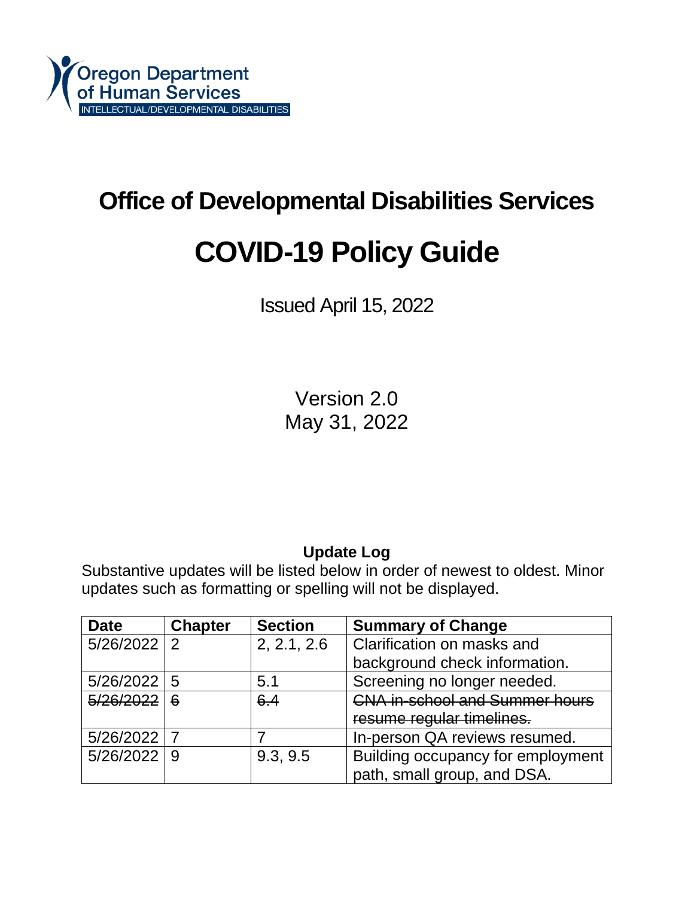Oregon Department of Human Services
INTELLECTUAL/DEVELOPMENTAL DISABILITIES

# Office of Developmental Disabilities Services

# COVID-19 Policy Guide

Issued April 15, 2022

Version 2.0
May 31, 2022

**Update Log**

Substantive updates will be listed below in order of newest to oldest. Minor updates such as formatting or spelling will not be displayed.

| Date | Chapter | Section | Summary of Change |
|---|---|---|---|
| 5/26/2022 | 2 | 2, 2.1, 2.6 | Clarification on masks and background check information. |
| 5/26/2022 | 5 | 5.1 | Screening no longer needed. |
| ~~5/26/2022~~ | ~~6~~ | ~~6.4~~ | ~~CNA in-school and Summer hours resume regular timelines.~~ |
| 5/26/2022 | 7 | 7 | In-person QA reviews resumed. |
| 5/26/2022 | 9 | 9.3, 9.5 | Building occupancy for employment path, small group, and DSA. |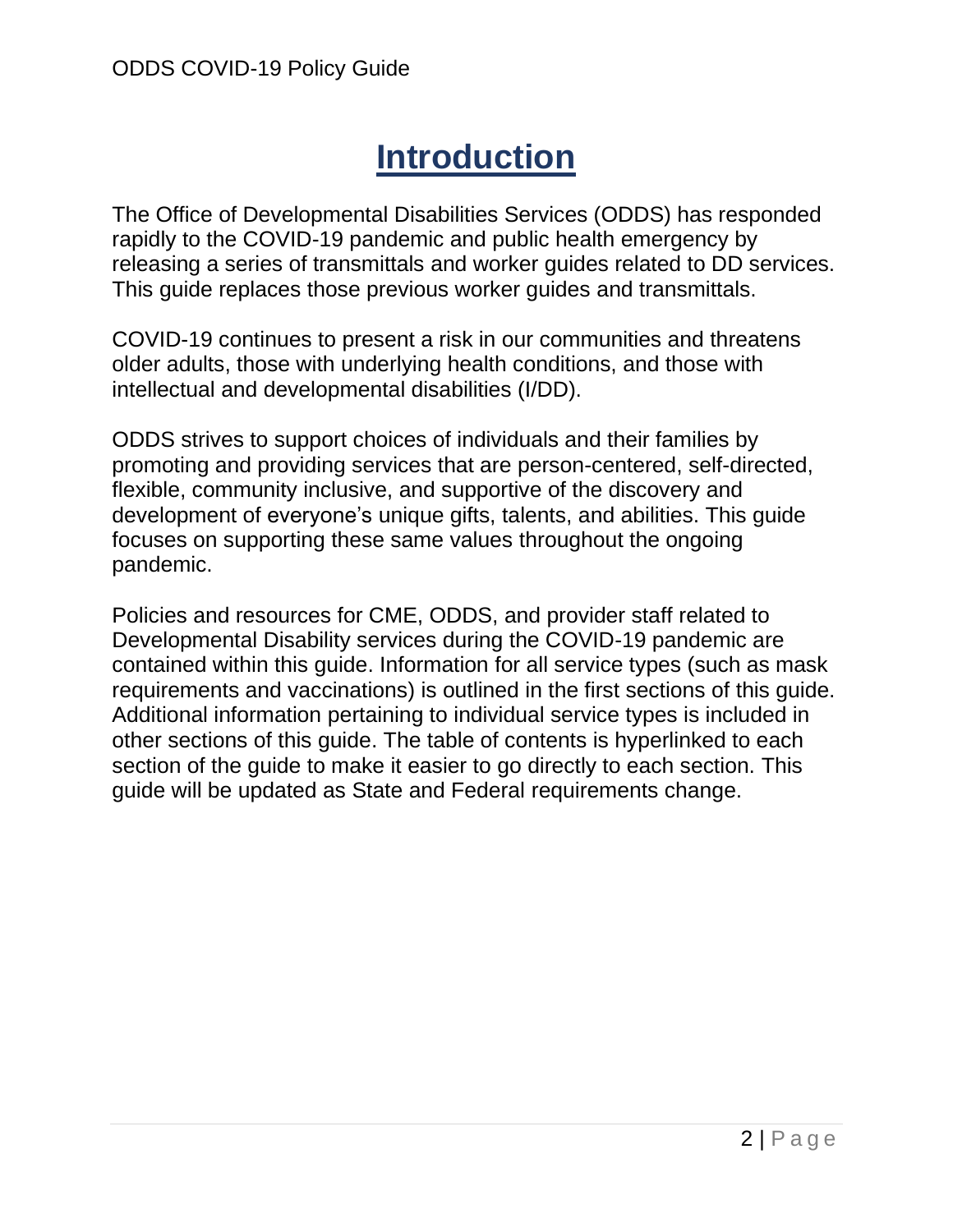# Introduction

The Office of Developmental Disabilities Services (ODDS) has responded rapidly to the COVID-19 pandemic and public health emergency by releasing a series of transmittals and worker guides related to DD services. This guide replaces those previous worker guides and transmittals.

COVID-19 continues to present a risk in our communities and threatens older adults, those with underlying health conditions, and those with intellectual and developmental disabilities (I/DD).

ODDS strives to support choices of individuals and their families by promoting and providing services that are person-centered, self-directed, flexible, community inclusive, and supportive of the discovery and development of everyone's unique gifts, talents, and abilities. This guide focuses on supporting these same values throughout the ongoing pandemic.

Policies and resources for CME, ODDS, and provider staff related to Developmental Disability services during the COVID-19 pandemic are contained within this guide. Information for all service types (such as mask requirements and vaccinations) is outlined in the first sections of this guide. Additional information pertaining to individual service types is included in other sections of this guide. The table of contents is hyperlinked to each section of the guide to make it easier to go directly to each section. This guide will be updated as State and Federal requirements change.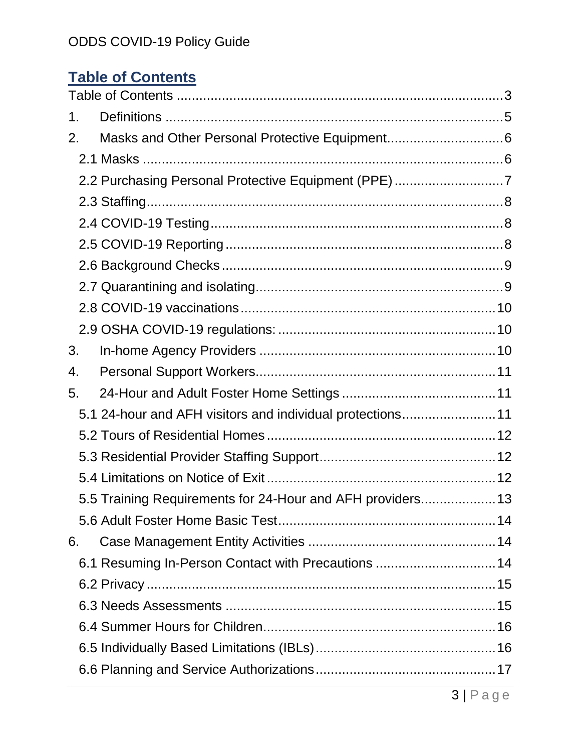## Table of Contents

Table of Contents ..... 3

1. Definitions ..... 5

2. Masks and Other Personal Protective Equipment ..... 6
   - 2.1 Masks ..... 6
   - 2.2 Purchasing Personal Protective Equipment (PPE) ..... 7
   - 2.3 Staffing ..... 8
   - 2.4 COVID-19 Testing ..... 8
   - 2.5 COVID-19 Reporting ..... 8
   - 2.6 Background Checks ..... 9
   - 2.7 Quarantining and isolating ..... 9
   - 2.8 COVID-19 vaccinations ..... 10
   - 2.9 OSHA COVID-19 regulations: ..... 10

3. In-home Agency Providers ..... 10

4. Personal Support Workers ..... 11

5. 24-Hour and Adult Foster Home Settings ..... 11
   - 5.1 24-hour and AFH visitors and individual protections ..... 11
   - 5.2 Tours of Residential Homes ..... 12
   - 5.3 Residential Provider Staffing Support ..... 12
   - 5.4 Limitations on Notice of Exit ..... 12
   - 5.5 Training Requirements for 24-Hour and AFH providers ..... 13
   - 5.6 Adult Foster Home Basic Test ..... 14

6. Case Management Entity Activities ..... 14
   - 6.1 Resuming In-Person Contact with Precautions ..... 14
   - 6.2 Privacy ..... 15
   - 6.3 Needs Assessments ..... 15
   - 6.4 Summer Hours for Children ..... 16
   - 6.5 Individually Based Limitations (IBLs) ..... 16
   - 6.6 Planning and Service Authorizations ..... 17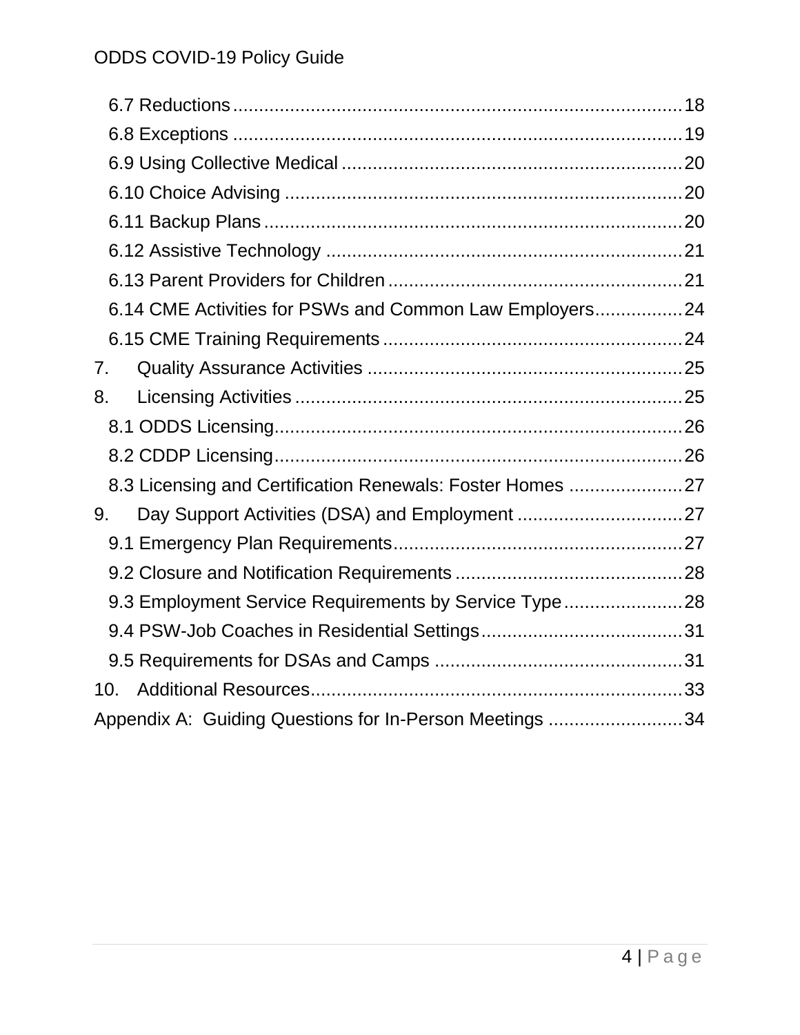6.7 Reductions ........................................................................ 18
6.8 Exceptions ........................................................................ 19
6.9 Using Collective Medical ........................................................ 20
6.10 Choice Advising ................................................................. 20
6.11 Backup Plans ..................................................................... 20
6.12 Assistive Technology ........................................................... 21
6.13 Parent Providers for Children ................................................ 21
6.14 CME Activities for PSWs and Common Law Employers ................ 24
6.15 CME Training Requirements ................................................... 24

7. Quality Assurance Activities ..................................................... 25
8. Licensing Activities ................................................................. 25

8.1 ODDS Licensing ...................................................................... 26
8.2 CDDP Licensing ...................................................................... 26
8.3 Licensing and Certification Renewals: Foster Homes ..................... 27

9. Day Support Activities (DSA) and Employment ................................ 27

9.1 Emergency Plan Requirements ................................................... 27
9.2 Closure and Notification Requirements ........................................ 28
9.3 Employment Service Requirements by Service Type ........................ 28
9.4 PSW-Job Coaches in Residential Settings ..................................... 31
9.5 Requirements for DSAs and Camps ............................................. 31

10. Additional Resources ............................................................... 33

Appendix A: Guiding Questions for In-Person Meetings .......................... 34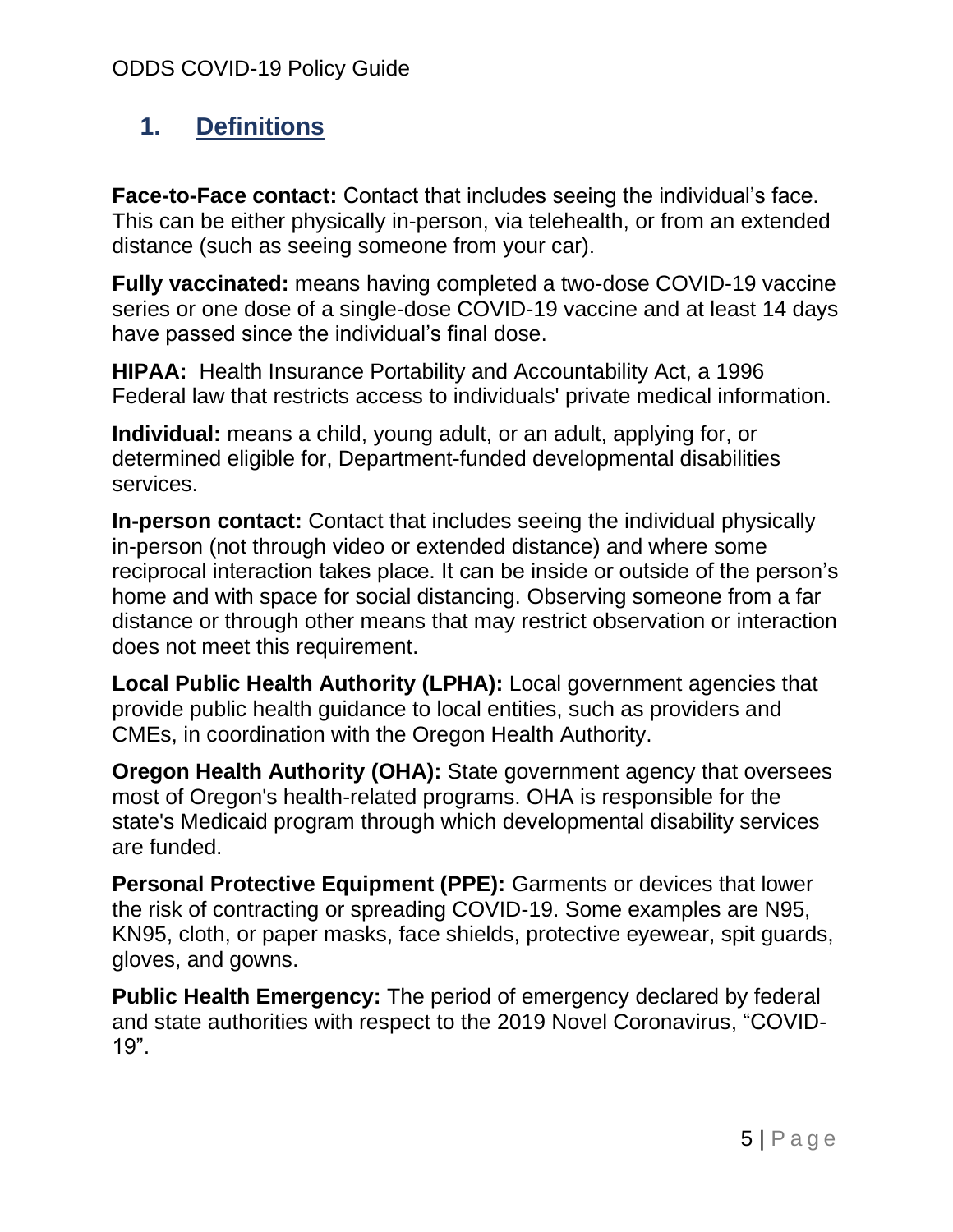## 1. Definitions

**Face-to-Face contact:** Contact that includes seeing the individual's face. This can be either physically in-person, via telehealth, or from an extended distance (such as seeing someone from your car).

**Fully vaccinated:** means having completed a two-dose COVID-19 vaccine series or one dose of a single-dose COVID-19 vaccine and at least 14 days have passed since the individual's final dose.

**HIPAA:** Health Insurance Portability and Accountability Act, a 1996 Federal law that restricts access to individuals' private medical information.

**Individual:** means a child, young adult, or an adult, applying for, or determined eligible for, Department-funded developmental disabilities services.

**In-person contact:** Contact that includes seeing the individual physically in-person (not through video or extended distance) and where some reciprocal interaction takes place. It can be inside or outside of the person's home and with space for social distancing. Observing someone from a far distance or through other means that may restrict observation or interaction does not meet this requirement.

**Local Public Health Authority (LPHA):** Local government agencies that provide public health guidance to local entities, such as providers and CMEs, in coordination with the Oregon Health Authority.

**Oregon Health Authority (OHA):** State government agency that oversees most of Oregon's health-related programs. OHA is responsible for the state's Medicaid program through which developmental disability services are funded.

**Personal Protective Equipment (PPE):** Garments or devices that lower the risk of contracting or spreading COVID-19. Some examples are N95, KN95, cloth, or paper masks, face shields, protective eyewear, spit guards, gloves, and gowns.

**Public Health Emergency:** The period of emergency declared by federal and state authorities with respect to the 2019 Novel Coronavirus, "COVID-19".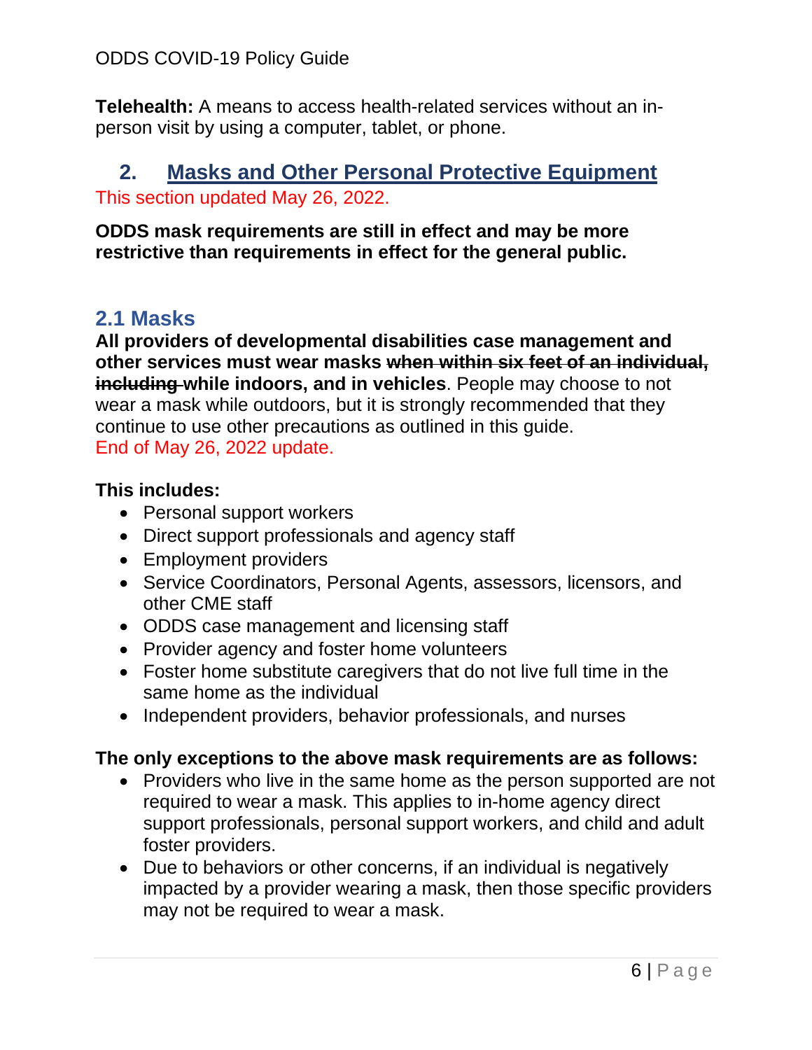**Telehealth:** A means to access health-related services without an in-person visit by using a computer, tablet, or phone.

## 2. Masks and Other Personal Protective Equipment

This section updated May 26, 2022.

**ODDS mask requirements are still in effect and may be more restrictive than requirements in effect for the general public.**

### 2.1 Masks

**All providers of developmental disabilities case management and other services must wear masks ~~when within six feet of an individual, including~~ while indoors, and in vehicles**. People may choose to not wear a mask while outdoors, but it is strongly recommended that they continue to use other precautions as outlined in this guide.
End of May 26, 2022 update.

**This includes:**

- Personal support workers
- Direct support professionals and agency staff
- Employment providers
- Service Coordinators, Personal Agents, assessors, licensors, and other CME staff
- ODDS case management and licensing staff
- Provider agency and foster home volunteers
- Foster home substitute caregivers that do not live full time in the same home as the individual
- Independent providers, behavior professionals, and nurses

**The only exceptions to the above mask requirements are as follows:**

- Providers who live in the same home as the person supported are not required to wear a mask. This applies to in-home agency direct support professionals, personal support workers, and child and adult foster providers.
- Due to behaviors or other concerns, if an individual is negatively impacted by a provider wearing a mask, then those specific providers may not be required to wear a mask.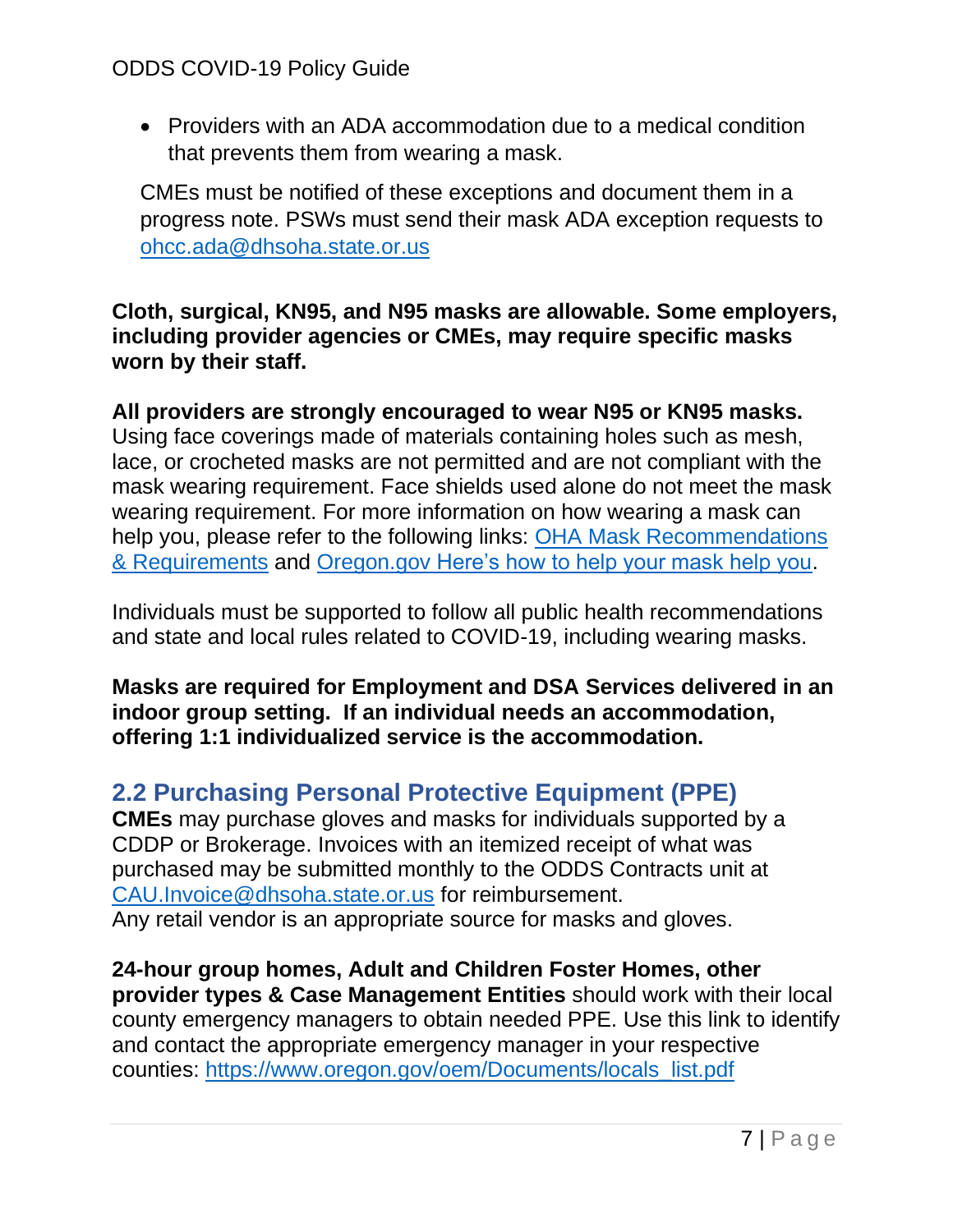- Providers with an ADA accommodation due to a medical condition that prevents them from wearing a mask.

CMEs must be notified of these exceptions and document them in a progress note. PSWs must send their mask ADA exception requests to [ohcc.ada@dhsoha.state.or.us](mailto:ohcc.ada@dhsoha.state.or.us)

**Cloth, surgical, KN95, and N95 masks are allowable. Some employers, including provider agencies or CMEs, may require specific masks worn by their staff.**

**All providers are strongly encouraged to wear N95 or KN95 masks.** Using face coverings made of materials containing holes such as mesh, lace, or crocheted masks are not permitted and are not compliant with the mask wearing requirement. Face shields used alone do not meet the mask wearing requirement. For more information on how wearing a mask can help you, please refer to the following links: OHA Mask Recommendations & Requirements and Oregon.gov Here's how to help your mask help you.

Individuals must be supported to follow all public health recommendations and state and local rules related to COVID-19, including wearing masks.

**Masks are required for Employment and DSA Services delivered in an indoor group setting. If an individual needs an accommodation, offering 1:1 individualized service is the accommodation.**

## 2.2 Purchasing Personal Protective Equipment (PPE)

**CMEs** may purchase gloves and masks for individuals supported by a CDDP or Brokerage. Invoices with an itemized receipt of what was purchased may be submitted monthly to the ODDS Contracts unit at [CAU.Invoice@dhsoha.state.or.us](mailto:CAU.Invoice@dhsoha.state.or.us) for reimbursement.
Any retail vendor is an appropriate source for masks and gloves.

**24-hour group homes, Adult and Children Foster Homes, other provider types & Case Management Entities** should work with their local county emergency managers to obtain needed PPE. Use this link to identify and contact the appropriate emergency manager in your respective counties: https://www.oregon.gov/oem/Documents/locals_list.pdf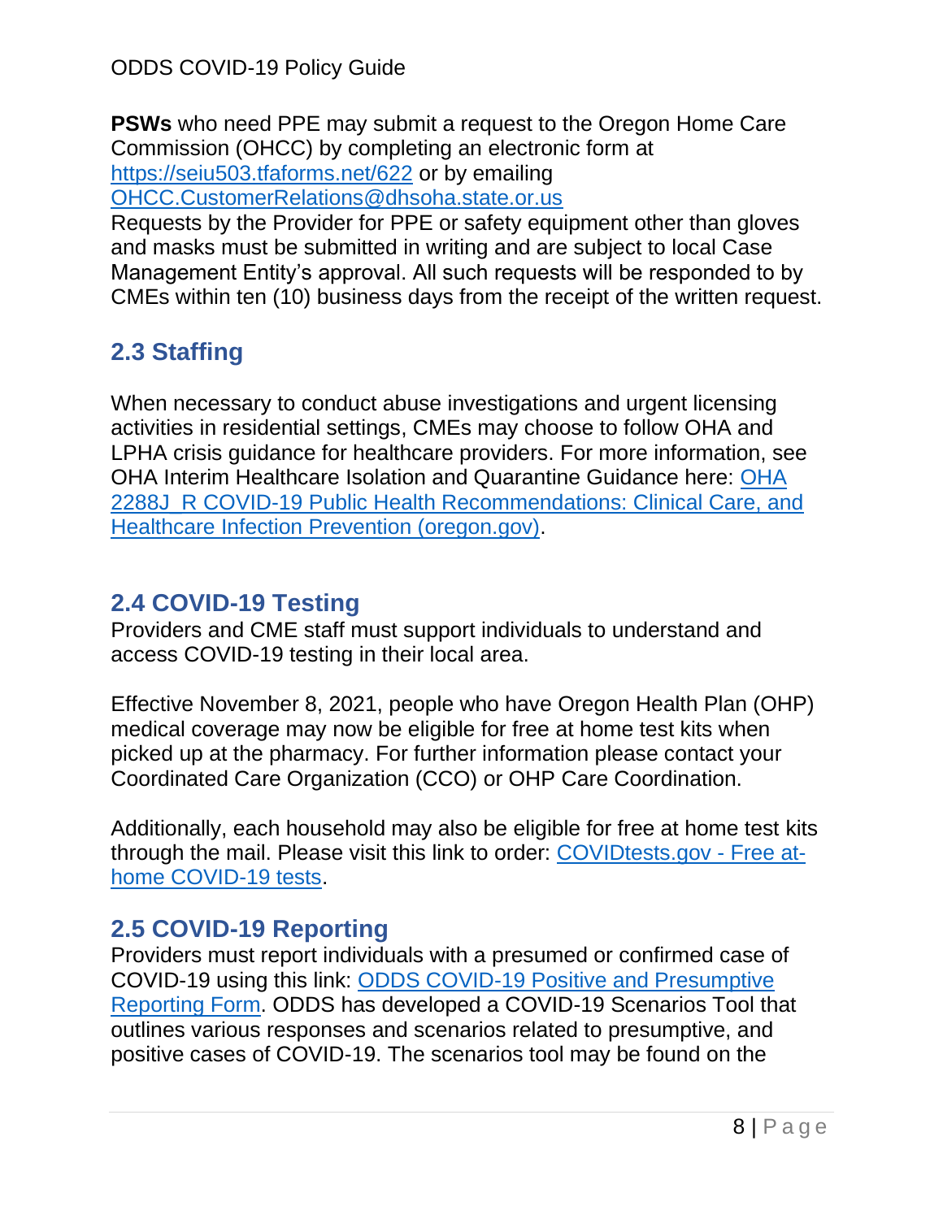**PSWs** who need PPE may submit a request to the Oregon Home Care Commission (OHCC) by completing an electronic form at https://seiu503.tfaforms.net/622 or by emailing OHCC.CustomerRelations@dhsoha.state.or.us

Requests by the Provider for PPE or safety equipment other than gloves and masks must be submitted in writing and are subject to local Case Management Entity's approval. All such requests will be responded to by CMEs within ten (10) business days from the receipt of the written request.

## 2.3 Staffing

When necessary to conduct abuse investigations and urgent licensing activities in residential settings, CMEs may choose to follow OHA and LPHA crisis guidance for healthcare providers. For more information, see OHA Interim Healthcare Isolation and Quarantine Guidance here: OHA 2288J_R COVID-19 Public Health Recommendations: Clinical Care, and Healthcare Infection Prevention (oregon.gov).

## 2.4 COVID-19 Testing

Providers and CME staff must support individuals to understand and access COVID-19 testing in their local area.

Effective November 8, 2021, people who have Oregon Health Plan (OHP) medical coverage may now be eligible for free at home test kits when picked up at the pharmacy. For further information please contact your Coordinated Care Organization (CCO) or OHP Care Coordination.

Additionally, each household may also be eligible for free at home test kits through the mail. Please visit this link to order: COVIDtests.gov - Free at-home COVID-19 tests.

## 2.5 COVID-19 Reporting

Providers must report individuals with a presumed or confirmed case of COVID-19 using this link: ODDS COVID-19 Positive and Presumptive Reporting Form. ODDS has developed a COVID-19 Scenarios Tool that outlines various responses and scenarios related to presumptive, and positive cases of COVID-19. The scenarios tool may be found on the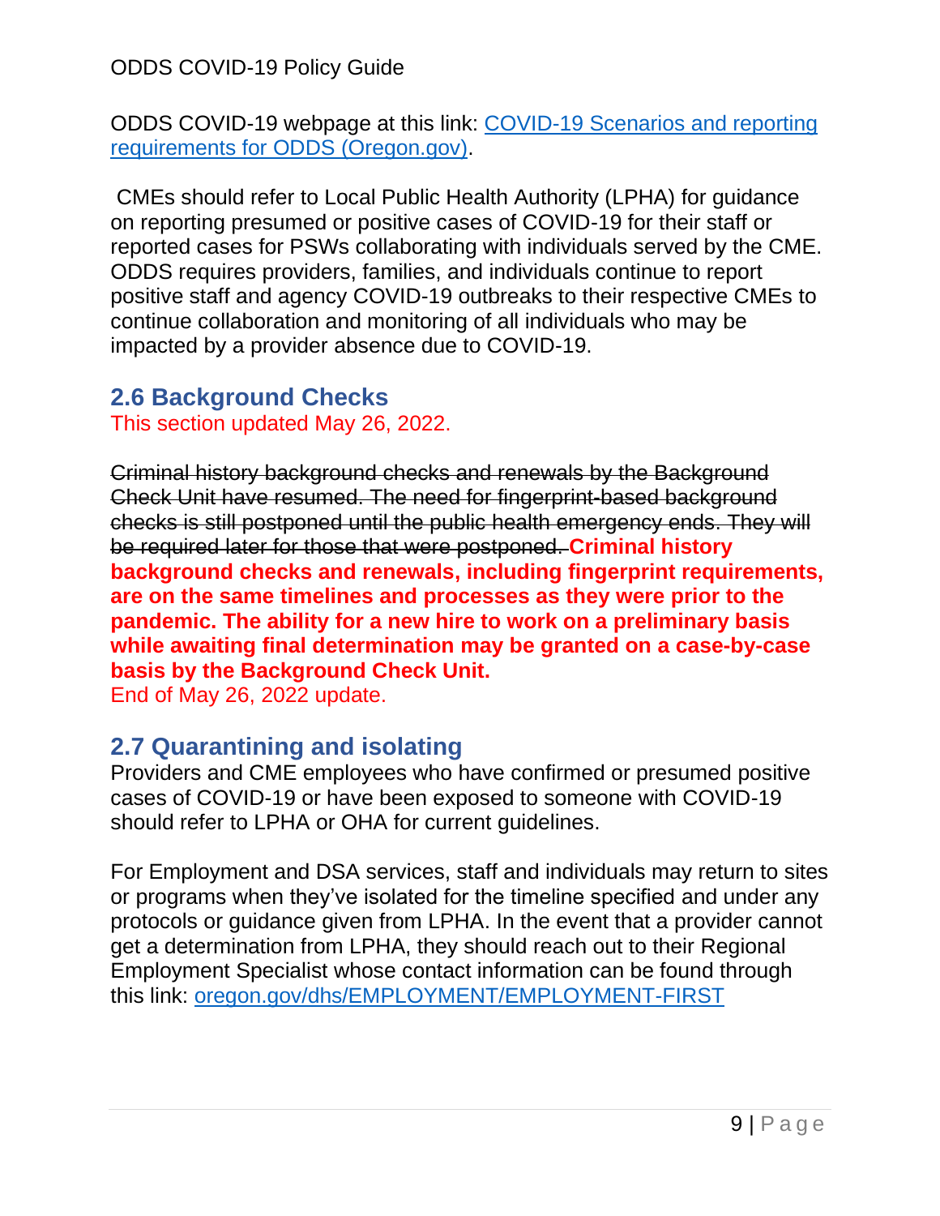ODDS COVID-19 webpage at this link: [COVID-19 Scenarios and reporting requirements for ODDS (Oregon.gov)](COVID-19 Scenarios and reporting requirements for ODDS (Oregon.gov)).

CMEs should refer to Local Public Health Authority (LPHA) for guidance on reporting presumed or positive cases of COVID-19 for their staff or reported cases for PSWs collaborating with individuals served by the CME. ODDS requires providers, families, and individuals continue to report positive staff and agency COVID-19 outbreaks to their respective CMEs to continue collaboration and monitoring of all individuals who may be impacted by a provider absence due to COVID-19.

## 2.6 Background Checks

This section updated May 26, 2022.

~~Criminal history background checks and renewals by the Background Check Unit have resumed. The need for fingerprint-based background checks is still postponed until the public health emergency ends. They will be required later for those that were postponed.~~ **Criminal history background checks and renewals, including fingerprint requirements, are on the same timelines and processes as they were prior to the pandemic. The ability for a new hire to work on a preliminary basis while awaiting final determination may be granted on a case-by-case basis by the Background Check Unit.**

End of May 26, 2022 update.

## 2.7 Quarantining and isolating

Providers and CME employees who have confirmed or presumed positive cases of COVID-19 or have been exposed to someone with COVID-19 should refer to LPHA or OHA for current guidelines.

For Employment and DSA services, staff and individuals may return to sites or programs when they've isolated for the timeline specified and under any protocols or guidance given from LPHA. In the event that a provider cannot get a determination from LPHA, they should reach out to their Regional Employment Specialist whose contact information can be found through this link: [oregon.gov/dhs/EMPLOYMENT/EMPLOYMENT-FIRST](oregon.gov/dhs/EMPLOYMENT/EMPLOYMENT-FIRST)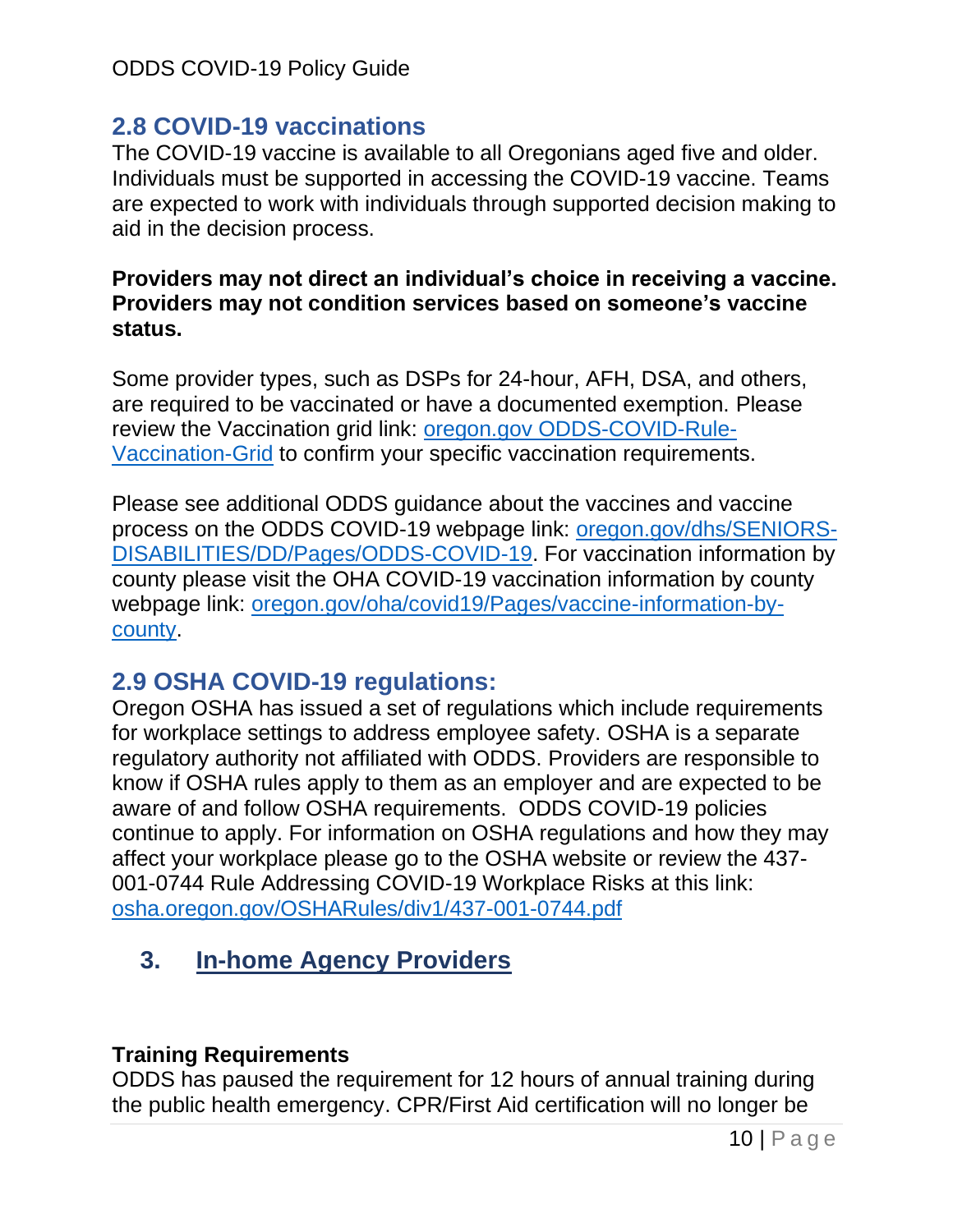## 2.8 COVID-19 vaccinations

The COVID-19 vaccine is available to all Oregonians aged five and older. Individuals must be supported in accessing the COVID-19 vaccine. Teams are expected to work with individuals through supported decision making to aid in the decision process.

**Providers may not direct an individual's choice in receiving a vaccine. Providers may not condition services based on someone's vaccine status.**

Some provider types, such as DSPs for 24-hour, AFH, DSA, and others, are required to be vaccinated or have a documented exemption. Please review the Vaccination grid link: oregon.gov ODDS-COVID-Rule-Vaccination-Grid to confirm your specific vaccination requirements.

Please see additional ODDS guidance about the vaccines and vaccine process on the ODDS COVID-19 webpage link: oregon.gov/dhs/SENIORS-DISABILITIES/DD/Pages/ODDS-COVID-19. For vaccination information by county please visit the OHA COVID-19 vaccination information by county webpage link: oregon.gov/oha/covid19/Pages/vaccine-information-by-county.

## 2.9 OSHA COVID-19 regulations:

Oregon OSHA has issued a set of regulations which include requirements for workplace settings to address employee safety. OSHA is a separate regulatory authority not affiliated with ODDS. Providers are responsible to know if OSHA rules apply to them as an employer and are expected to be aware of and follow OSHA requirements. ODDS COVID-19 policies continue to apply. For information on OSHA regulations and how they may affect your workplace please go to the OSHA website or review the 437-001-0744 Rule Addressing COVID-19 Workplace Risks at this link: osha.oregon.gov/OSHARules/div1/437-001-0744.pdf

# 3. In-home Agency Providers

### Training Requirements

ODDS has paused the requirement for 12 hours of annual training during the public health emergency. CPR/First Aid certification will no longer be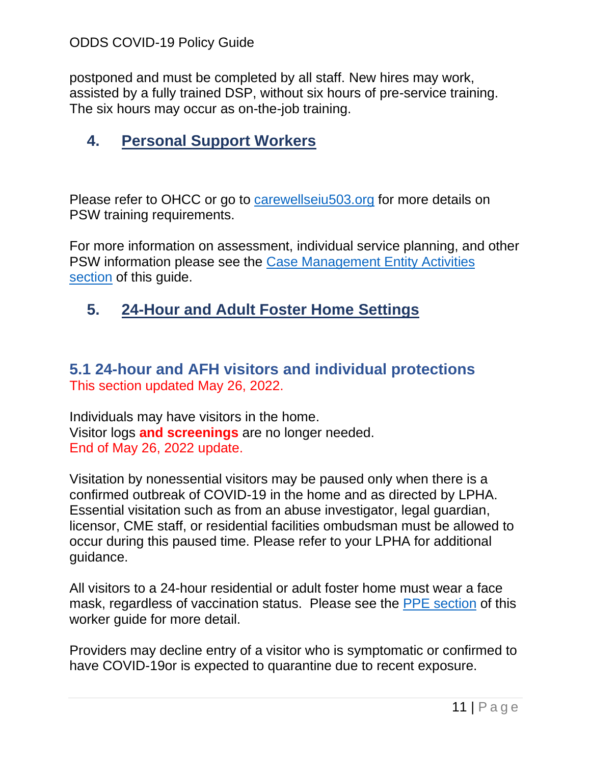postponed and must be completed by all staff. New hires may work, assisted by a fully trained DSP, without six hours of pre-service training. The six hours may occur as on-the-job training.

## 4. Personal Support Workers

Please refer to OHCC or go to [carewellseiu503.org](carewellseiu503.org) for more details on PSW training requirements.

For more information on assessment, individual service planning, and other PSW information please see the [Case Management Entity Activities section](#) of this guide.

## 5. 24-Hour and Adult Foster Home Settings

### 5.1 24-hour and AFH visitors and individual protections

This section updated May 26, 2022.

Individuals may have visitors in the home.
Visitor logs **and screenings** are no longer needed.
End of May 26, 2022 update.

Visitation by nonessential visitors may be paused only when there is a confirmed outbreak of COVID-19 in the home and as directed by LPHA. Essential visitation such as from an abuse investigator, legal guardian, licensor, CME staff, or residential facilities ombudsman must be allowed to occur during this paused time. Please refer to your LPHA for additional guidance.

All visitors to a 24-hour residential or adult foster home must wear a face mask, regardless of vaccination status. Please see the [PPE section](#) of this worker guide for more detail.

Providers may decline entry of a visitor who is symptomatic or confirmed to have COVID-19or is expected to quarantine due to recent exposure.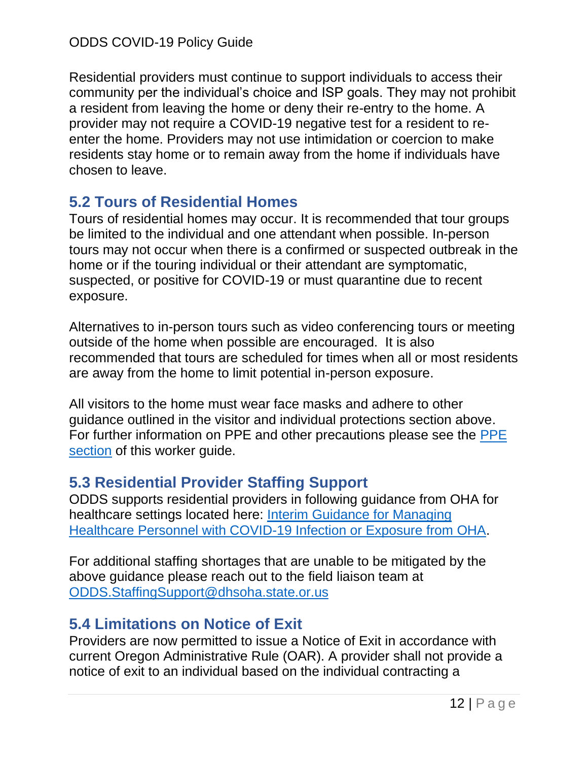Residential providers must continue to support individuals to access their community per the individual's choice and ISP goals. They may not prohibit a resident from leaving the home or deny their re-entry to the home. A provider may not require a COVID-19 negative test for a resident to re-enter the home. Providers may not use intimidation or coercion to make residents stay home or to remain away from the home if individuals have chosen to leave.

## 5.2 Tours of Residential Homes

Tours of residential homes may occur. It is recommended that tour groups be limited to the individual and one attendant when possible. In-person tours may not occur when there is a confirmed or suspected outbreak in the home or if the touring individual or their attendant are symptomatic, suspected, or positive for COVID-19 or must quarantine due to recent exposure.

Alternatives to in-person tours such as video conferencing tours or meeting outside of the home when possible are encouraged. It is also recommended that tours are scheduled for times when all or most residents are away from the home to limit potential in-person exposure.

All visitors to the home must wear face masks and adhere to other guidance outlined in the visitor and individual protections section above. For further information on PPE and other precautions please see the [PPE section](#) of this worker guide.

## 5.3 Residential Provider Staffing Support

ODDS supports residential providers in following guidance from OHA for healthcare settings located here: [Interim Guidance for Managing Healthcare Personnel with COVID-19 Infection or Exposure from OHA](#).

For additional staffing shortages that are unable to be mitigated by the above guidance please reach out to the field liaison team at [ODDS.StaffingSupport@dhsoha.state.or.us](mailto:ODDS.StaffingSupport@dhsoha.state.or.us)

## 5.4 Limitations on Notice of Exit

Providers are now permitted to issue a Notice of Exit in accordance with current Oregon Administrative Rule (OAR). A provider shall not provide a notice of exit to an individual based on the individual contracting a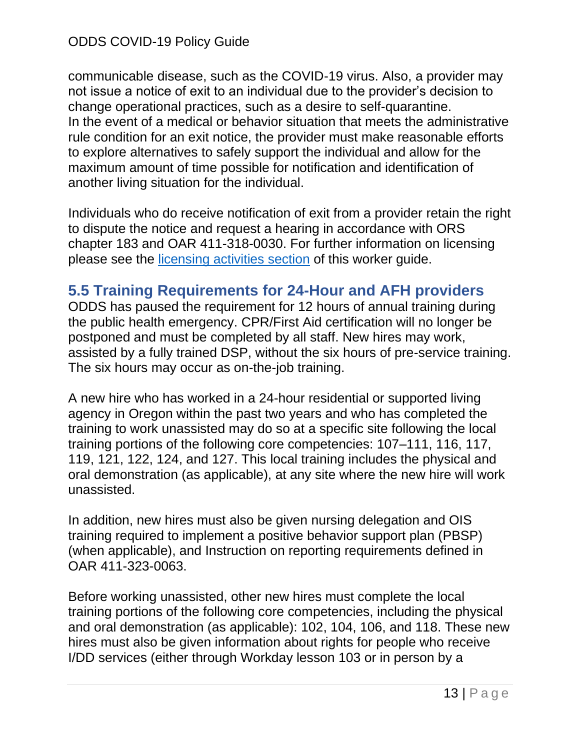communicable disease, such as the COVID-19 virus. Also, a provider may not issue a notice of exit to an individual due to the provider's decision to change operational practices, such as a desire to self-quarantine. In the event of a medical or behavior situation that meets the administrative rule condition for an exit notice, the provider must make reasonable efforts to explore alternatives to safely support the individual and allow for the maximum amount of time possible for notification and identification of another living situation for the individual.

Individuals who do receive notification of exit from a provider retain the right to dispute the notice and request a hearing in accordance with ORS chapter 183 and OAR 411-318-0030. For further information on licensing please see the [licensing activities section]() of this worker guide.

## 5.5 Training Requirements for 24-Hour and AFH providers

ODDS has paused the requirement for 12 hours of annual training during the public health emergency. CPR/First Aid certification will no longer be postponed and must be completed by all staff. New hires may work, assisted by a fully trained DSP, without the six hours of pre-service training. The six hours may occur as on-the-job training.

A new hire who has worked in a 24-hour residential or supported living agency in Oregon within the past two years and who has completed the training to work unassisted may do so at a specific site following the local training portions of the following core competencies: 107–111, 116, 117, 119, 121, 122, 124, and 127. This local training includes the physical and oral demonstration (as applicable), at any site where the new hire will work unassisted.

In addition, new hires must also be given nursing delegation and OIS training required to implement a positive behavior support plan (PBSP) (when applicable), and Instruction on reporting requirements defined in OAR 411-323-0063.

Before working unassisted, other new hires must complete the local training portions of the following core competencies, including the physical and oral demonstration (as applicable): 102, 104, 106, and 118. These new hires must also be given information about rights for people who receive I/DD services (either through Workday lesson 103 or in person by a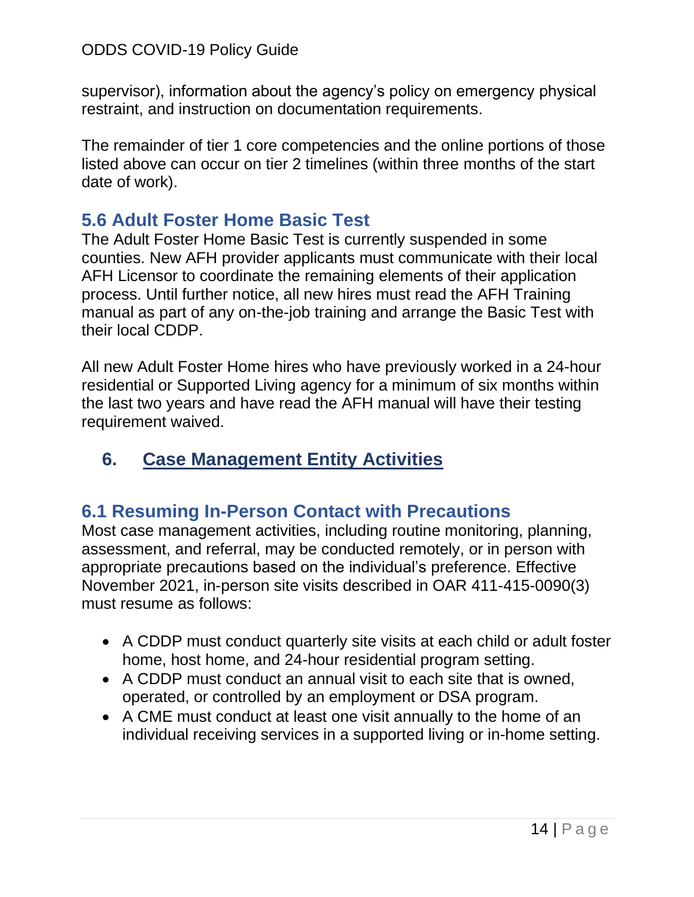supervisor), information about the agency's policy on emergency physical restraint, and instruction on documentation requirements.

The remainder of tier 1 core competencies and the online portions of those listed above can occur on tier 2 timelines (within three months of the start date of work).

### 5.6 Adult Foster Home Basic Test

The Adult Foster Home Basic Test is currently suspended in some counties. New AFH provider applicants must communicate with their local AFH Licensor to coordinate the remaining elements of their application process. Until further notice, all new hires must read the AFH Training manual as part of any on-the-job training and arrange the Basic Test with their local CDDP.

All new Adult Foster Home hires who have previously worked in a 24-hour residential or Supported Living agency for a minimum of six months within the last two years and have read the AFH manual will have their testing requirement waived.

## 6. Case Management Entity Activities

### 6.1 Resuming In-Person Contact with Precautions

Most case management activities, including routine monitoring, planning, assessment, and referral, may be conducted remotely, or in person with appropriate precautions based on the individual's preference. Effective November 2021, in-person site visits described in OAR 411-415-0090(3) must resume as follows:

- A CDDP must conduct quarterly site visits at each child or adult foster home, host home, and 24-hour residential program setting.
- A CDDP must conduct an annual visit to each site that is owned, operated, or controlled by an employment or DSA program.
- A CME must conduct at least one visit annually to the home of an individual receiving services in a supported living or in-home setting.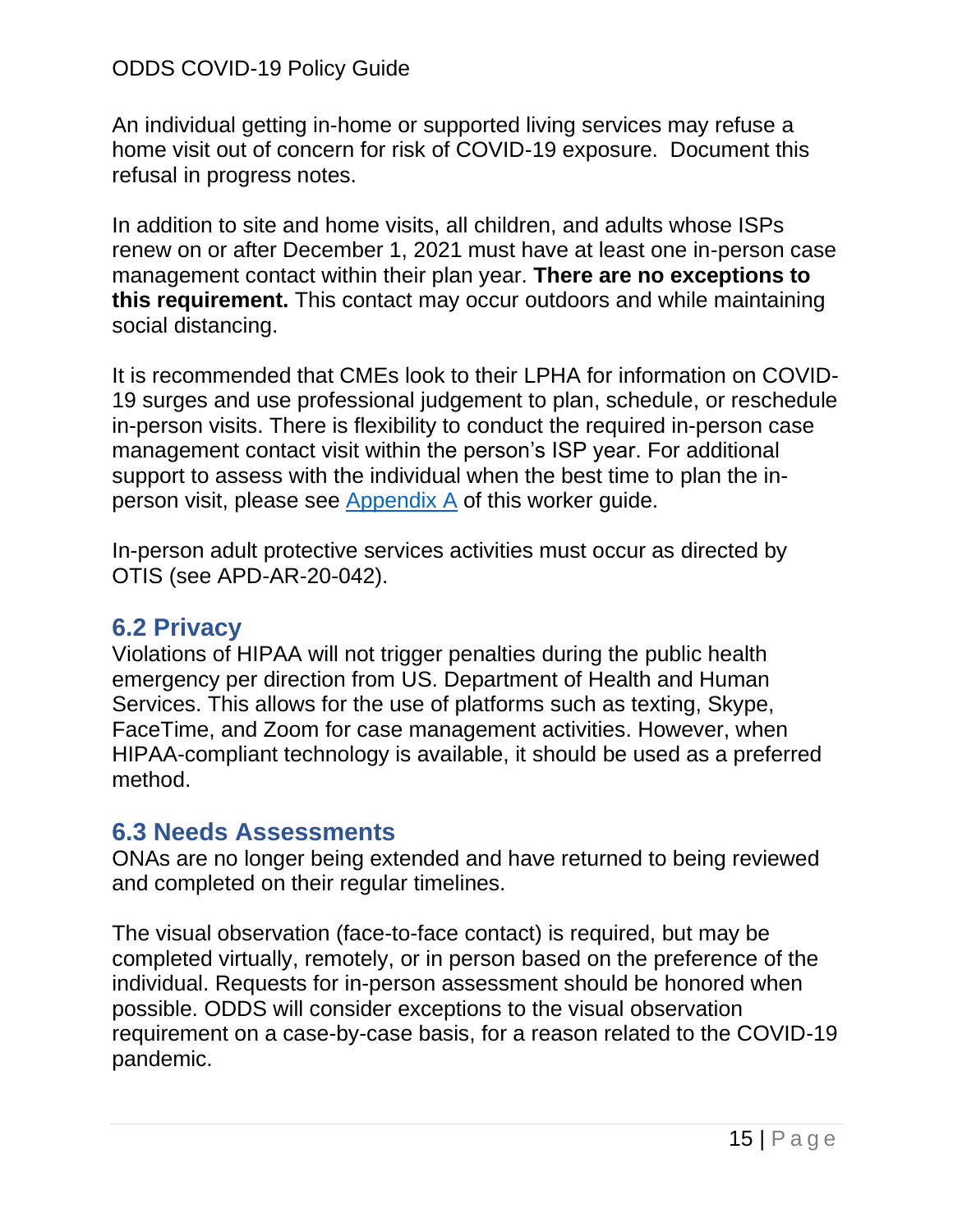An individual getting in-home or supported living services may refuse a home visit out of concern for risk of COVID-19 exposure. Document this refusal in progress notes.

In addition to site and home visits, all children, and adults whose ISPs renew on or after December 1, 2021 must have at least one in-person case management contact within their plan year. **There are no exceptions to this requirement.** This contact may occur outdoors and while maintaining social distancing.

It is recommended that CMEs look to their LPHA for information on COVID-19 surges and use professional judgement to plan, schedule, or reschedule in-person visits. There is flexibility to conduct the required in-person case management contact visit within the person's ISP year. For additional support to assess with the individual when the best time to plan the in-person visit, please see Appendix A of this worker guide.

In-person adult protective services activities must occur as directed by OTIS (see APD-AR-20-042).

## 6.2 Privacy

Violations of HIPAA will not trigger penalties during the public health emergency per direction from US. Department of Health and Human Services. This allows for the use of platforms such as texting, Skype, FaceTime, and Zoom for case management activities. However, when HIPAA-compliant technology is available, it should be used as a preferred method.

## 6.3 Needs Assessments

ONAs are no longer being extended and have returned to being reviewed and completed on their regular timelines.

The visual observation (face-to-face contact) is required, but may be completed virtually, remotely, or in person based on the preference of the individual. Requests for in-person assessment should be honored when possible. ODDS will consider exceptions to the visual observation requirement on a case-by-case basis, for a reason related to the COVID-19 pandemic.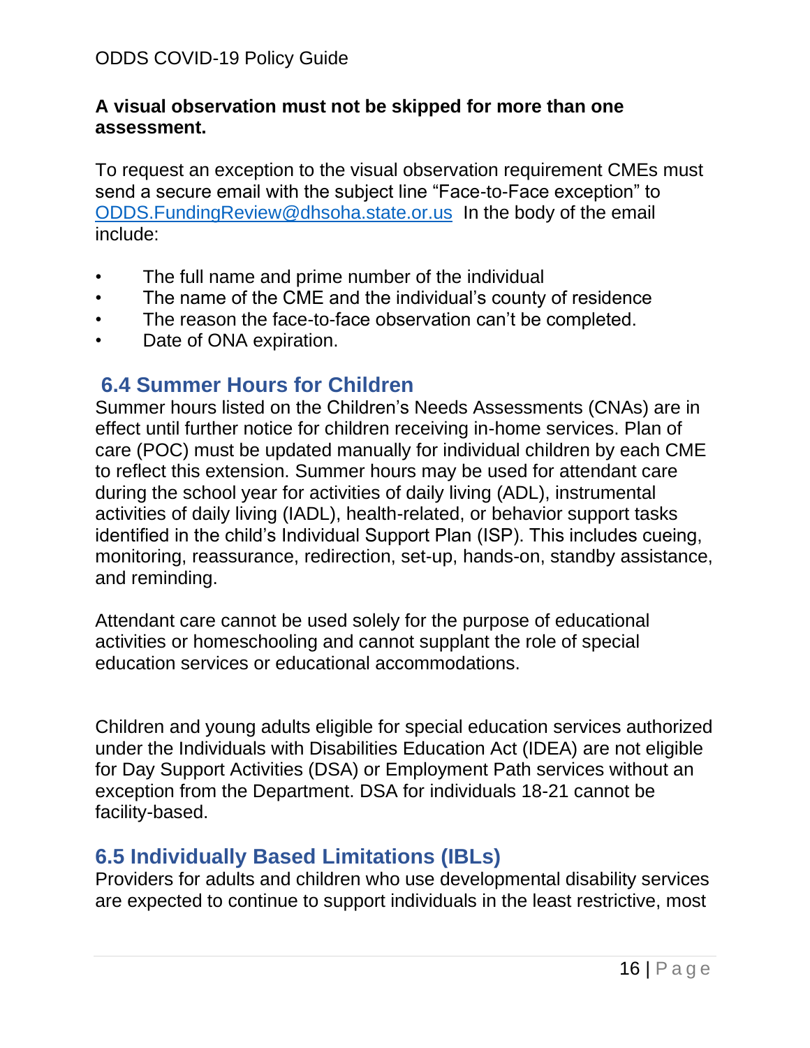**A visual observation must not be skipped for more than one assessment.**

To request an exception to the visual observation requirement CMEs must send a secure email with the subject line "Face-to-Face exception" to ODDS.FundingReview@dhsoha.state.or.us In the body of the email include:

- The full name and prime number of the individual
- The name of the CME and the individual's county of residence
- The reason the face-to-face observation can't be completed.
- Date of ONA expiration.

## 6.4 Summer Hours for Children

Summer hours listed on the Children's Needs Assessments (CNAs) are in effect until further notice for children receiving in-home services. Plan of care (POC) must be updated manually for individual children by each CME to reflect this extension. Summer hours may be used for attendant care during the school year for activities of daily living (ADL), instrumental activities of daily living (IADL), health-related, or behavior support tasks identified in the child's Individual Support Plan (ISP). This includes cueing, monitoring, reassurance, redirection, set-up, hands-on, standby assistance, and reminding.

Attendant care cannot be used solely for the purpose of educational activities or homeschooling and cannot supplant the role of special education services or educational accommodations.

Children and young adults eligible for special education services authorized under the Individuals with Disabilities Education Act (IDEA) are not eligible for Day Support Activities (DSA) or Employment Path services without an exception from the Department. DSA for individuals 18-21 cannot be facility-based.

## 6.5 Individually Based Limitations (IBLs)

Providers for adults and children who use developmental disability services are expected to continue to support individuals in the least restrictive, most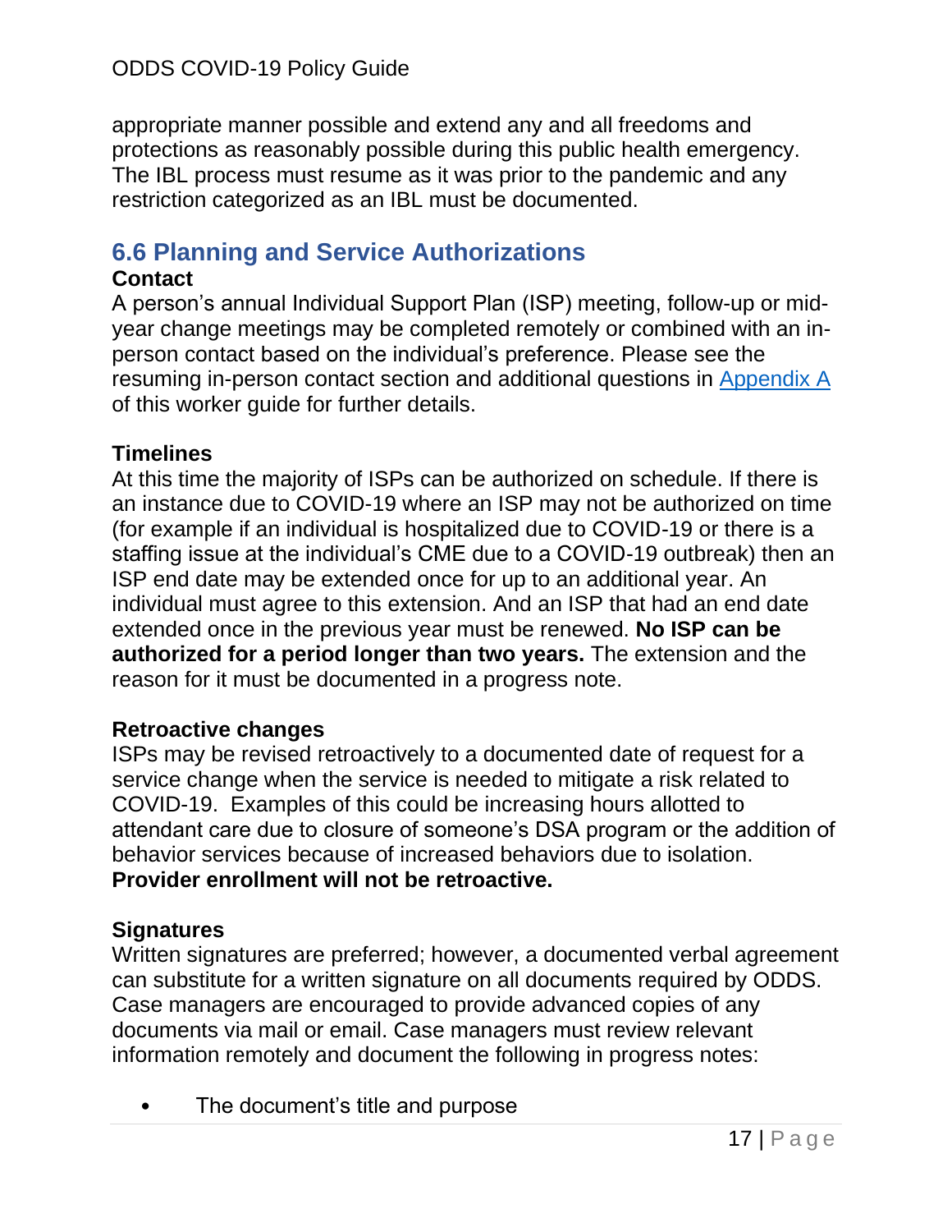appropriate manner possible and extend any and all freedoms and protections as reasonably possible during this public health emergency. The IBL process must resume as it was prior to the pandemic and any restriction categorized as an IBL must be documented.

## 6.6 Planning and Service Authorizations

**Contact**

A person's annual Individual Support Plan (ISP) meeting, follow-up or mid-year change meetings may be completed remotely or combined with an in-person contact based on the individual's preference. Please see the resuming in-person contact section and additional questions in [Appendix A](#) of this worker guide for further details.

**Timelines**

At this time the majority of ISPs can be authorized on schedule. If there is an instance due to COVID-19 where an ISP may not be authorized on time (for example if an individual is hospitalized due to COVID-19 or there is a staffing issue at the individual's CME due to a COVID-19 outbreak) then an ISP end date may be extended once for up to an additional year. An individual must agree to this extension. And an ISP that had an end date extended once in the previous year must be renewed. **No ISP can be authorized for a period longer than two years.** The extension and the reason for it must be documented in a progress note.

**Retroactive changes**

ISPs may be revised retroactively to a documented date of request for a service change when the service is needed to mitigate a risk related to COVID-19. Examples of this could be increasing hours allotted to attendant care due to closure of someone's DSA program or the addition of behavior services because of increased behaviors due to isolation. **Provider enrollment will not be retroactive.**

**Signatures**

Written signatures are preferred; however, a documented verbal agreement can substitute for a written signature on all documents required by ODDS. Case managers are encouraged to provide advanced copies of any documents via mail or email. Case managers must review relevant information remotely and document the following in progress notes:

- The document's title and purpose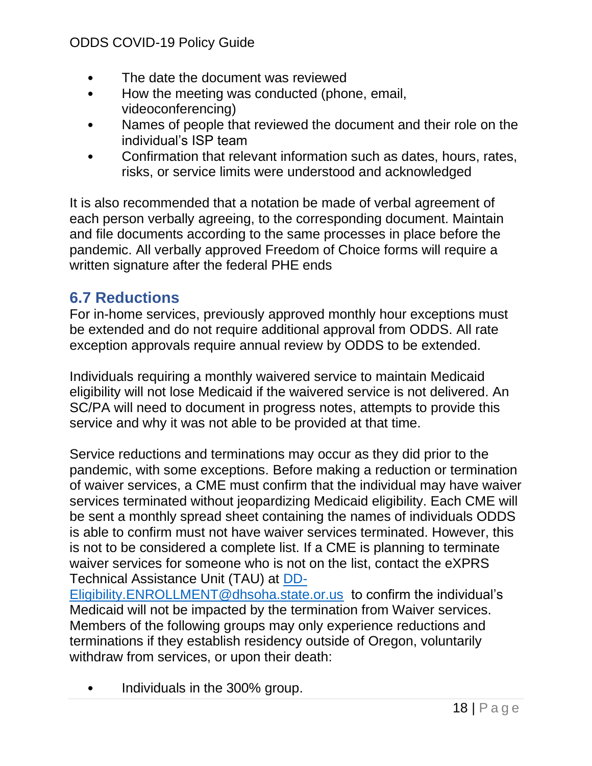- The date the document was reviewed
- How the meeting was conducted (phone, email, videoconferencing)
- Names of people that reviewed the document and their role on the individual's ISP team
- Confirmation that relevant information such as dates, hours, rates, risks, or service limits were understood and acknowledged

It is also recommended that a notation be made of verbal agreement of each person verbally agreeing, to the corresponding document. Maintain and file documents according to the same processes in place before the pandemic. All verbally approved Freedom of Choice forms will require a written signature after the federal PHE ends

## 6.7 Reductions

For in-home services, previously approved monthly hour exceptions must be extended and do not require additional approval from ODDS. All rate exception approvals require annual review by ODDS to be extended.

Individuals requiring a monthly waivered service to maintain Medicaid eligibility will not lose Medicaid if the waivered service is not delivered. An SC/PA will need to document in progress notes, attempts to provide this service and why it was not able to be provided at that time.

Service reductions and terminations may occur as they did prior to the pandemic, with some exceptions. Before making a reduction or termination of waiver services, a CME must confirm that the individual may have waiver services terminated without jeopardizing Medicaid eligibility. Each CME will be sent a monthly spread sheet containing the names of individuals ODDS is able to confirm must not have waiver services terminated. However, this is not to be considered a complete list. If a CME is planning to terminate waiver services for someone who is not on the list, contact the eXPRS Technical Assistance Unit (TAU) at [DD-Eligibility.ENROLLMENT@dhsoha.state.or.us](mailto:DD-Eligibility.ENROLLMENT@dhsoha.state.or.us) to confirm the individual's Medicaid will not be impacted by the termination from Waiver services. Members of the following groups may only experience reductions and terminations if they establish residency outside of Oregon, voluntarily withdraw from services, or upon their death:

- Individuals in the 300% group.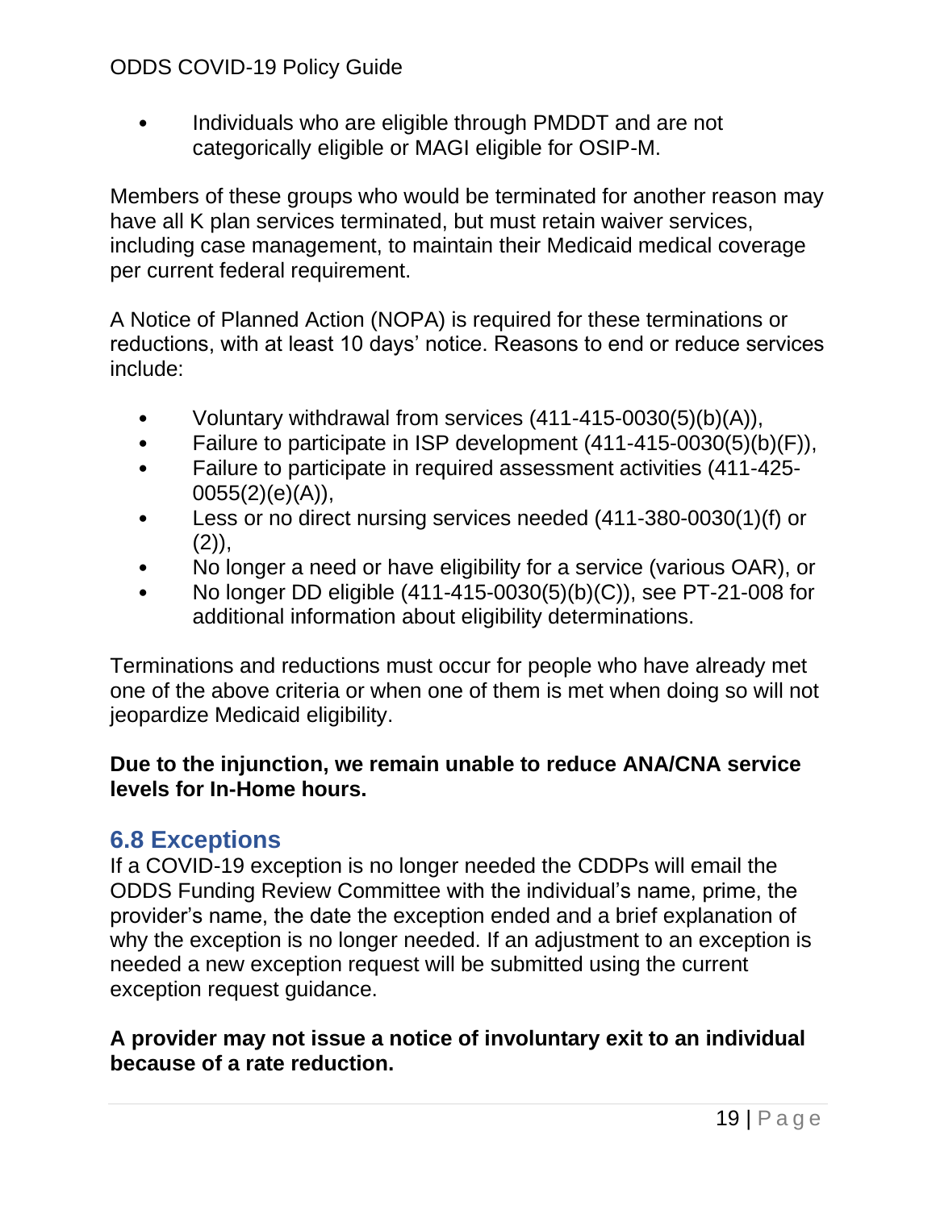- Individuals who are eligible through PMDDT and are not categorically eligible or MAGI eligible for OSIP-M.

Members of these groups who would be terminated for another reason may have all K plan services terminated, but must retain waiver services, including case management, to maintain their Medicaid medical coverage per current federal requirement.

A Notice of Planned Action (NOPA) is required for these terminations or reductions, with at least 10 days' notice. Reasons to end or reduce services include:

- Voluntary withdrawal from services (411-415-0030(5)(b)(A)),
- Failure to participate in ISP development (411-415-0030(5)(b)(F)),
- Failure to participate in required assessment activities (411-425-0055(2)(e)(A)),
- Less or no direct nursing services needed (411-380-0030(1)(f) or (2)),
- No longer a need or have eligibility for a service (various OAR), or
- No longer DD eligible (411-415-0030(5)(b)(C)), see PT-21-008 for additional information about eligibility determinations.

Terminations and reductions must occur for people who have already met one of the above criteria or when one of them is met when doing so will not jeopardize Medicaid eligibility.

**Due to the injunction, we remain unable to reduce ANA/CNA service levels for In-Home hours.**

## 6.8 Exceptions

If a COVID-19 exception is no longer needed the CDDPs will email the ODDS Funding Review Committee with the individual's name, prime, the provider's name, the date the exception ended and a brief explanation of why the exception is no longer needed. If an adjustment to an exception is needed a new exception request will be submitted using the current exception request guidance.

**A provider may not issue a notice of involuntary exit to an individual because of a rate reduction.**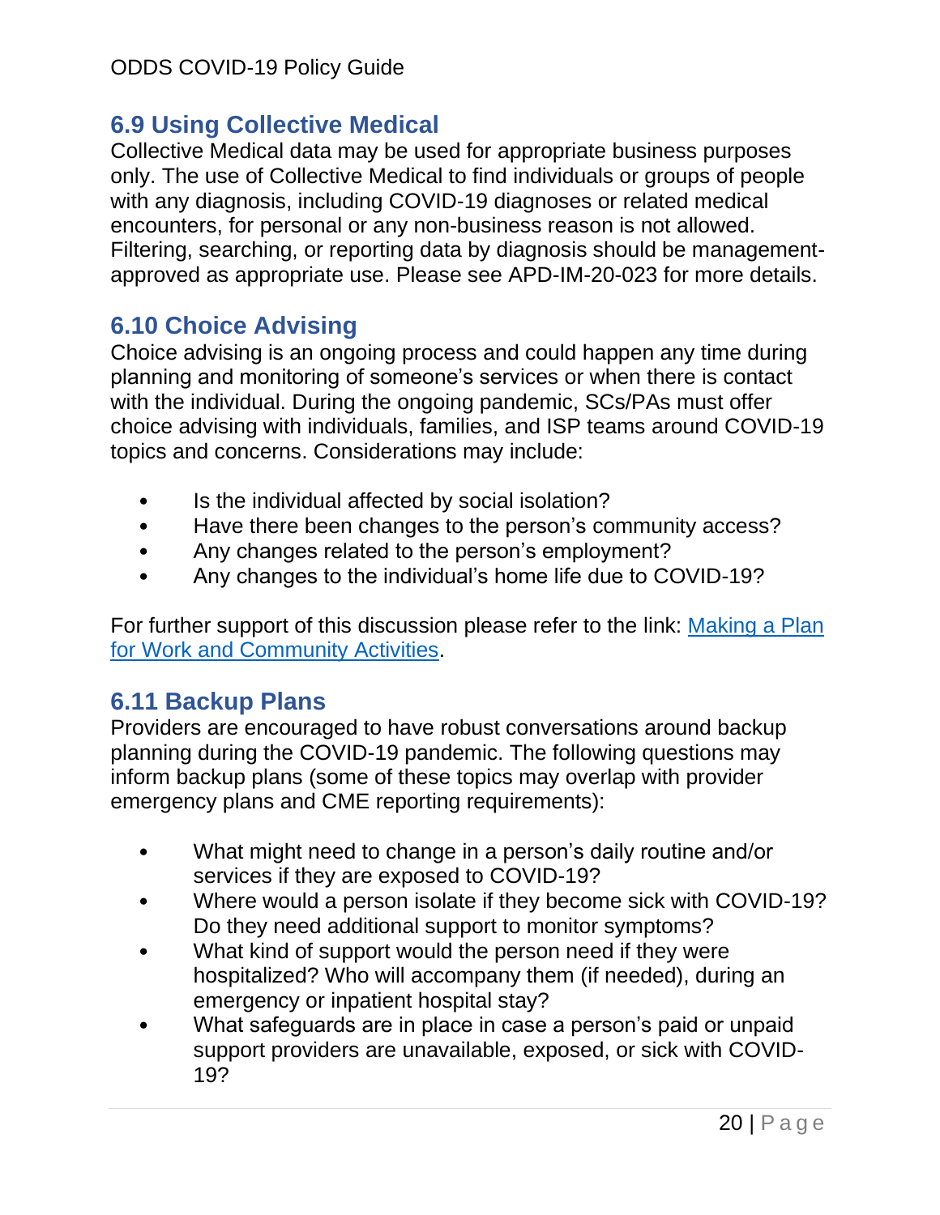## 6.9 Using Collective Medical

Collective Medical data may be used for appropriate business purposes only. The use of Collective Medical to find individuals or groups of people with any diagnosis, including COVID-19 diagnoses or related medical encounters, for personal or any non-business reason is not allowed. Filtering, searching, or reporting data by diagnosis should be management-approved as appropriate use. Please see APD-IM-20-023 for more details.

## 6.10 Choice Advising

Choice advising is an ongoing process and could happen any time during planning and monitoring of someone's services or when there is contact with the individual. During the ongoing pandemic, SCs/PAs must offer choice advising with individuals, families, and ISP teams around COVID-19 topics and concerns. Considerations may include:

- Is the individual affected by social isolation?
- Have there been changes to the person's community access?
- Any changes related to the person's employment?
- Any changes to the individual's home life due to COVID-19?

For further support of this discussion please refer to the link: Making a Plan for Work and Community Activities.

## 6.11 Backup Plans

Providers are encouraged to have robust conversations around backup planning during the COVID-19 pandemic. The following questions may inform backup plans (some of these topics may overlap with provider emergency plans and CME reporting requirements):

- What might need to change in a person's daily routine and/or services if they are exposed to COVID-19?
- Where would a person isolate if they become sick with COVID-19? Do they need additional support to monitor symptoms?
- What kind of support would the person need if they were hospitalized? Who will accompany them (if needed), during an emergency or inpatient hospital stay?
- What safeguards are in place in case a person's paid or unpaid support providers are unavailable, exposed, or sick with COVID-19?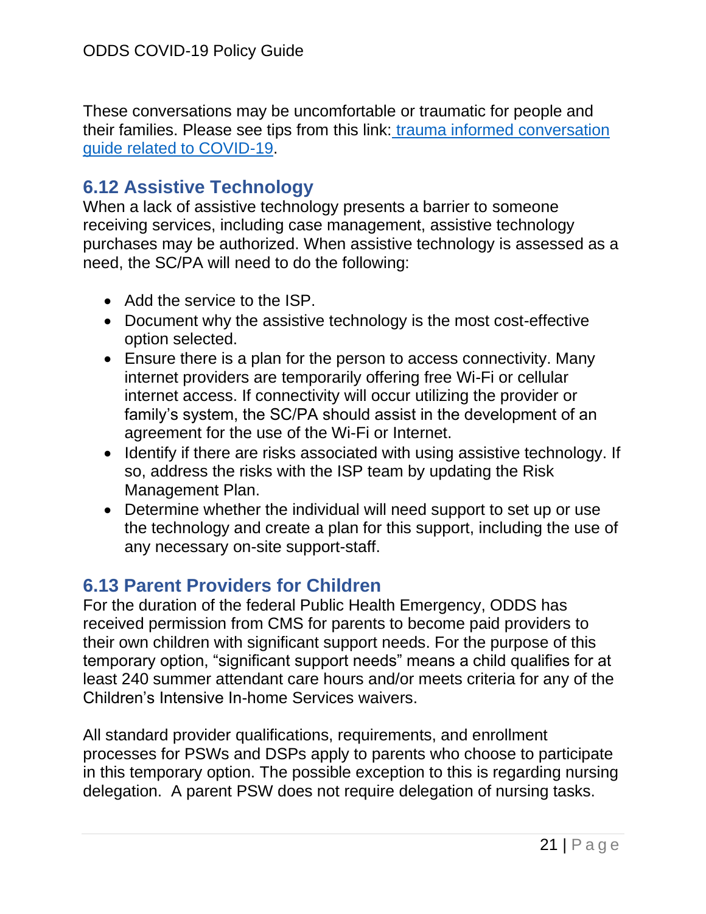These conversations may be uncomfortable or traumatic for people and their families. Please see tips from this link: [trauma informed conversation guide related to COVID-19](#).

## 6.12 Assistive Technology

When a lack of assistive technology presents a barrier to someone receiving services, including case management, assistive technology purchases may be authorized. When assistive technology is assessed as a need, the SC/PA will need to do the following:

- Add the service to the ISP.
- Document why the assistive technology is the most cost-effective option selected.
- Ensure there is a plan for the person to access connectivity. Many internet providers are temporarily offering free Wi-Fi or cellular internet access. If connectivity will occur utilizing the provider or family's system, the SC/PA should assist in the development of an agreement for the use of the Wi-Fi or Internet.
- Identify if there are risks associated with using assistive technology. If so, address the risks with the ISP team by updating the Risk Management Plan.
- Determine whether the individual will need support to set up or use the technology and create a plan for this support, including the use of any necessary on-site support-staff.

## 6.13 Parent Providers for Children

For the duration of the federal Public Health Emergency, ODDS has received permission from CMS for parents to become paid providers to their own children with significant support needs. For the purpose of this temporary option, "significant support needs" means a child qualifies for at least 240 summer attendant care hours and/or meets criteria for any of the Children's Intensive In-home Services waivers.

All standard provider qualifications, requirements, and enrollment processes for PSWs and DSPs apply to parents who choose to participate in this temporary option. The possible exception to this is regarding nursing delegation. A parent PSW does not require delegation of nursing tasks.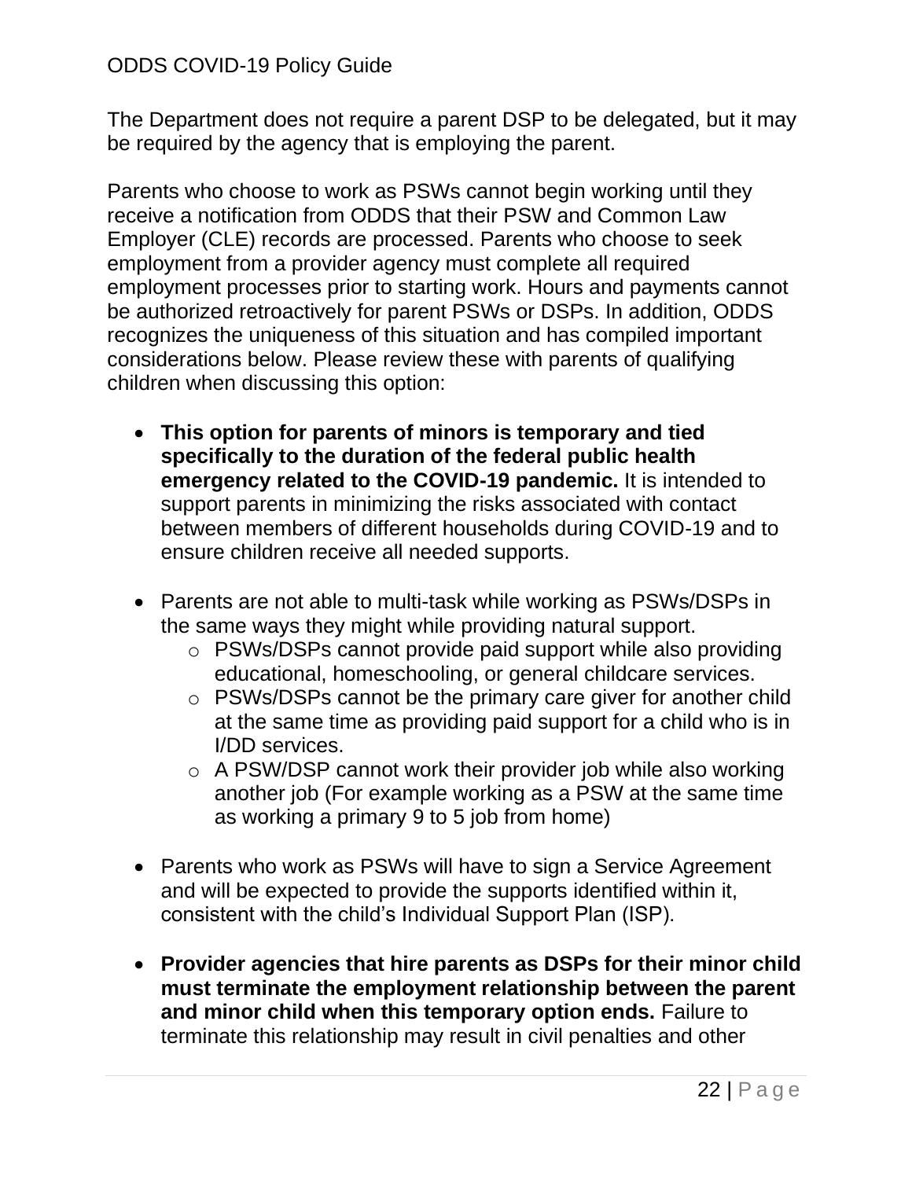The Department does not require a parent DSP to be delegated, but it may be required by the agency that is employing the parent.

Parents who choose to work as PSWs cannot begin working until they receive a notification from ODDS that their PSW and Common Law Employer (CLE) records are processed. Parents who choose to seek employment from a provider agency must complete all required employment processes prior to starting work. Hours and payments cannot be authorized retroactively for parent PSWs or DSPs. In addition, ODDS recognizes the uniqueness of this situation and has compiled important considerations below. Please review these with parents of qualifying children when discussing this option:

- **This option for parents of minors is temporary and tied specifically to the duration of the federal public health emergency related to the COVID-19 pandemic.** It is intended to support parents in minimizing the risks associated with contact between members of different households during COVID-19 and to ensure children receive all needed supports.

- Parents are not able to multi-task while working as PSWs/DSPs in the same ways they might while providing natural support.
  - PSWs/DSPs cannot provide paid support while also providing educational, homeschooling, or general childcare services.
  - PSWs/DSPs cannot be the primary care giver for another child at the same time as providing paid support for a child who is in I/DD services.
  - A PSW/DSP cannot work their provider job while also working another job (For example working as a PSW at the same time as working a primary 9 to 5 job from home)

- Parents who work as PSWs will have to sign a Service Agreement and will be expected to provide the supports identified within it, consistent with the child's Individual Support Plan (ISP).

- **Provider agencies that hire parents as DSPs for their minor child must terminate the employment relationship between the parent and minor child when this temporary option ends.** Failure to terminate this relationship may result in civil penalties and other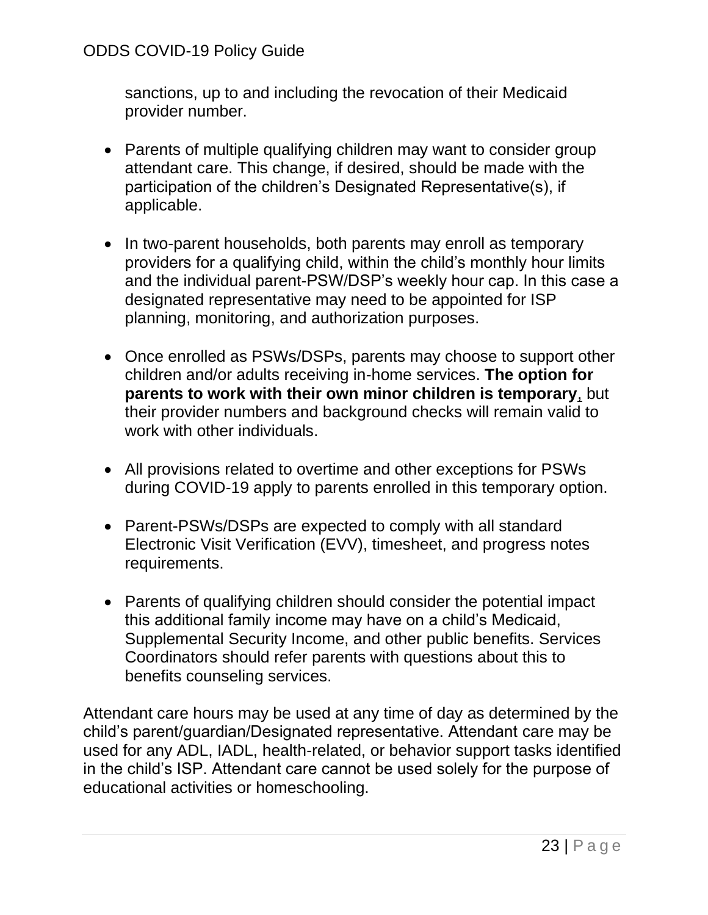sanctions, up to and including the revocation of their Medicaid provider number.

- Parents of multiple qualifying children may want to consider group attendant care. This change, if desired, should be made with the participation of the children's Designated Representative(s), if applicable.

- In two-parent households, both parents may enroll as temporary providers for a qualifying child, within the child's monthly hour limits and the individual parent-PSW/DSP's weekly hour cap. In this case a designated representative may need to be appointed for ISP planning, monitoring, and authorization purposes.

- Once enrolled as PSWs/DSPs, parents may choose to support other children and/or adults receiving in-home services. **The option for parents to work with their own minor children is temporary**, but their provider numbers and background checks will remain valid to work with other individuals.

- All provisions related to overtime and other exceptions for PSWs during COVID-19 apply to parents enrolled in this temporary option.

- Parent-PSWs/DSPs are expected to comply with all standard Electronic Visit Verification (EVV), timesheet, and progress notes requirements.

- Parents of qualifying children should consider the potential impact this additional family income may have on a child's Medicaid, Supplemental Security Income, and other public benefits. Services Coordinators should refer parents with questions about this to benefits counseling services.

Attendant care hours may be used at any time of day as determined by the child's parent/guardian/Designated representative. Attendant care may be used for any ADL, IADL, health-related, or behavior support tasks identified in the child's ISP. Attendant care cannot be used solely for the purpose of educational activities or homeschooling.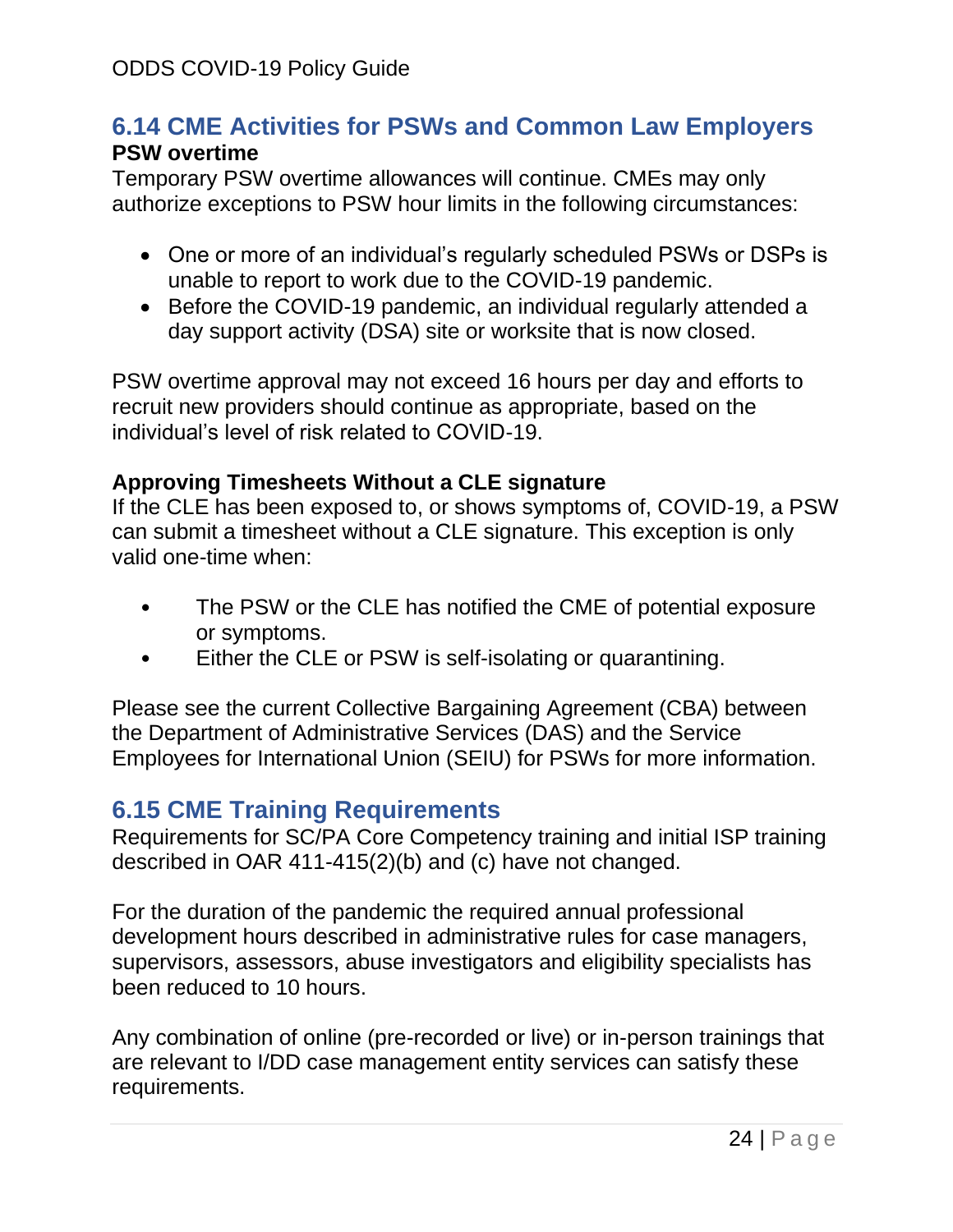## 6.14 CME Activities for PSWs and Common Law Employers

**PSW overtime**

Temporary PSW overtime allowances will continue. CMEs may only authorize exceptions to PSW hour limits in the following circumstances:

- One or more of an individual's regularly scheduled PSWs or DSPs is unable to report to work due to the COVID-19 pandemic.
- Before the COVID-19 pandemic, an individual regularly attended a day support activity (DSA) site or worksite that is now closed.

PSW overtime approval may not exceed 16 hours per day and efforts to recruit new providers should continue as appropriate, based on the individual's level of risk related to COVID-19.

**Approving Timesheets Without a CLE signature**

If the CLE has been exposed to, or shows symptoms of, COVID-19, a PSW can submit a timesheet without a CLE signature. This exception is only valid one-time when:

- The PSW or the CLE has notified the CME of potential exposure or symptoms.
- Either the CLE or PSW is self-isolating or quarantining.

Please see the current Collective Bargaining Agreement (CBA) between the Department of Administrative Services (DAS) and the Service Employees for International Union (SEIU) for PSWs for more information.

## 6.15 CME Training Requirements

Requirements for SC/PA Core Competency training and initial ISP training described in OAR 411-415(2)(b) and (c) have not changed.

For the duration of the pandemic the required annual professional development hours described in administrative rules for case managers, supervisors, assessors, abuse investigators and eligibility specialists has been reduced to 10 hours.

Any combination of online (pre-recorded or live) or in-person trainings that are relevant to I/DD case management entity services can satisfy these requirements.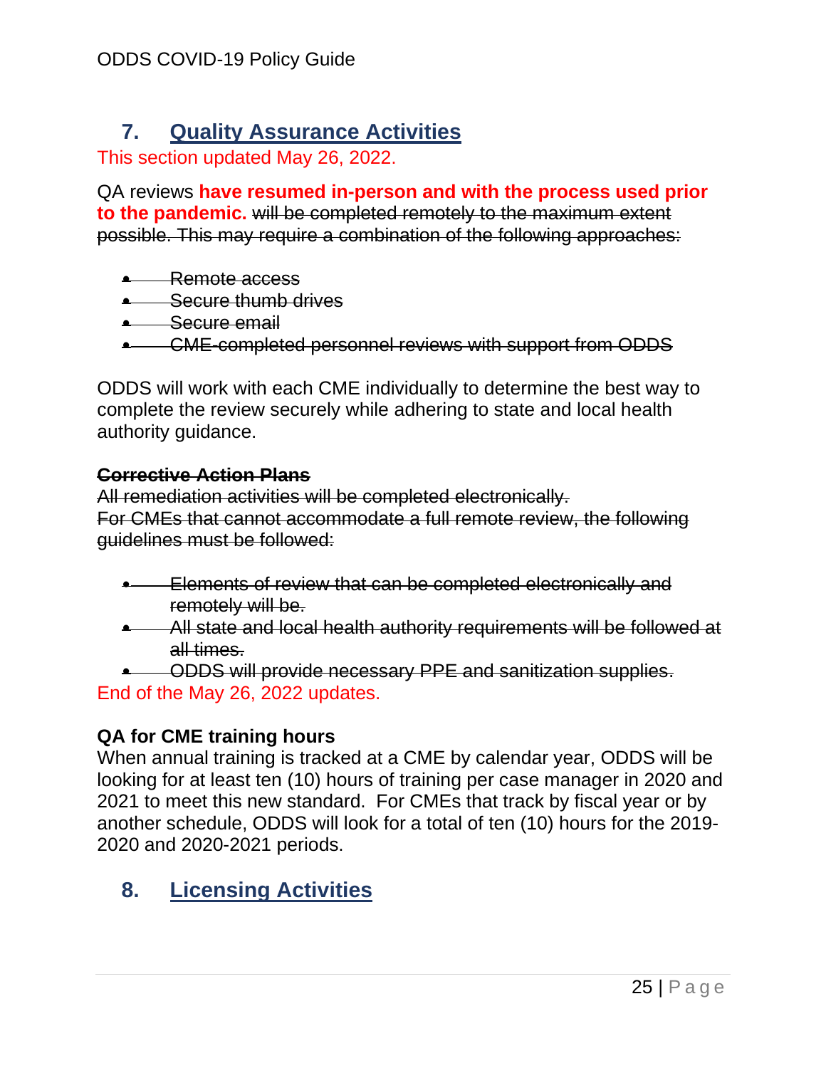## 7. Quality Assurance Activities

This section updated May 26, 2022.

QA reviews **have resumed in-person and with the process used prior to the pandemic.** ~~will be completed remotely to the maximum extent possible. This may require a combination of the following approaches:~~

- ~~Remote access~~
- ~~Secure thumb drives~~
- ~~Secure email~~
- ~~CME-completed personnel reviews with support from ODDS~~

ODDS will work with each CME individually to determine the best way to complete the review securely while adhering to state and local health authority guidance.

~~**Corrective Action Plans**~~

~~All remediation activities will be completed electronically.~~

~~For CMEs that cannot accommodate a full remote review, the following guidelines must be followed:~~

- ~~Elements of review that can be completed electronically and remotely will be.~~
- ~~All state and local health authority requirements will be followed at all times.~~
- ~~ODDS will provide necessary PPE and sanitization supplies.~~

End of the May 26, 2022 updates.

**QA for CME training hours**

When annual training is tracked at a CME by calendar year, ODDS will be looking for at least ten (10) hours of training per case manager in 2020 and 2021 to meet this new standard. For CMEs that track by fiscal year or by another schedule, ODDS will look for a total of ten (10) hours for the 2019-2020 and 2020-2021 periods.

## 8. Licensing Activities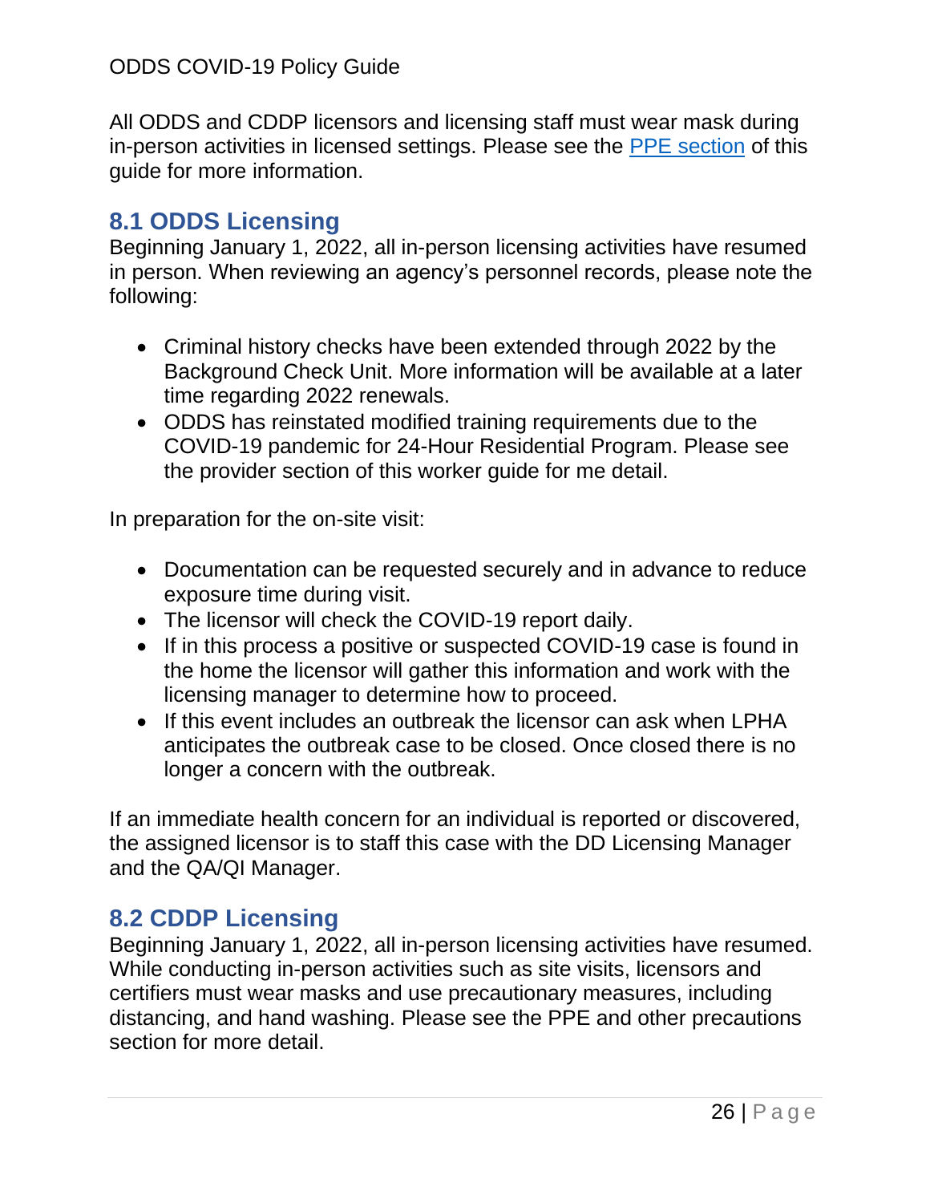All ODDS and CDDP licensors and licensing staff must wear mask during in-person activities in licensed settings. Please see the PPE section of this guide for more information.

## 8.1 ODDS Licensing

Beginning January 1, 2022, all in-person licensing activities have resumed in person. When reviewing an agency's personnel records, please note the following:

- Criminal history checks have been extended through 2022 by the Background Check Unit. More information will be available at a later time regarding 2022 renewals.
- ODDS has reinstated modified training requirements due to the COVID-19 pandemic for 24-Hour Residential Program. Please see the provider section of this worker guide for me detail.

In preparation for the on-site visit:

- Documentation can be requested securely and in advance to reduce exposure time during visit.
- The licensor will check the COVID-19 report daily.
- If in this process a positive or suspected COVID-19 case is found in the home the licensor will gather this information and work with the licensing manager to determine how to proceed.
- If this event includes an outbreak the licensor can ask when LPHA anticipates the outbreak case to be closed. Once closed there is no longer a concern with the outbreak.

If an immediate health concern for an individual is reported or discovered, the assigned licensor is to staff this case with the DD Licensing Manager and the QA/QI Manager.

## 8.2 CDDP Licensing

Beginning January 1, 2022, all in-person licensing activities have resumed. While conducting in-person activities such as site visits, licensors and certifiers must wear masks and use precautionary measures, including distancing, and hand washing. Please see the PPE and other precautions section for more detail.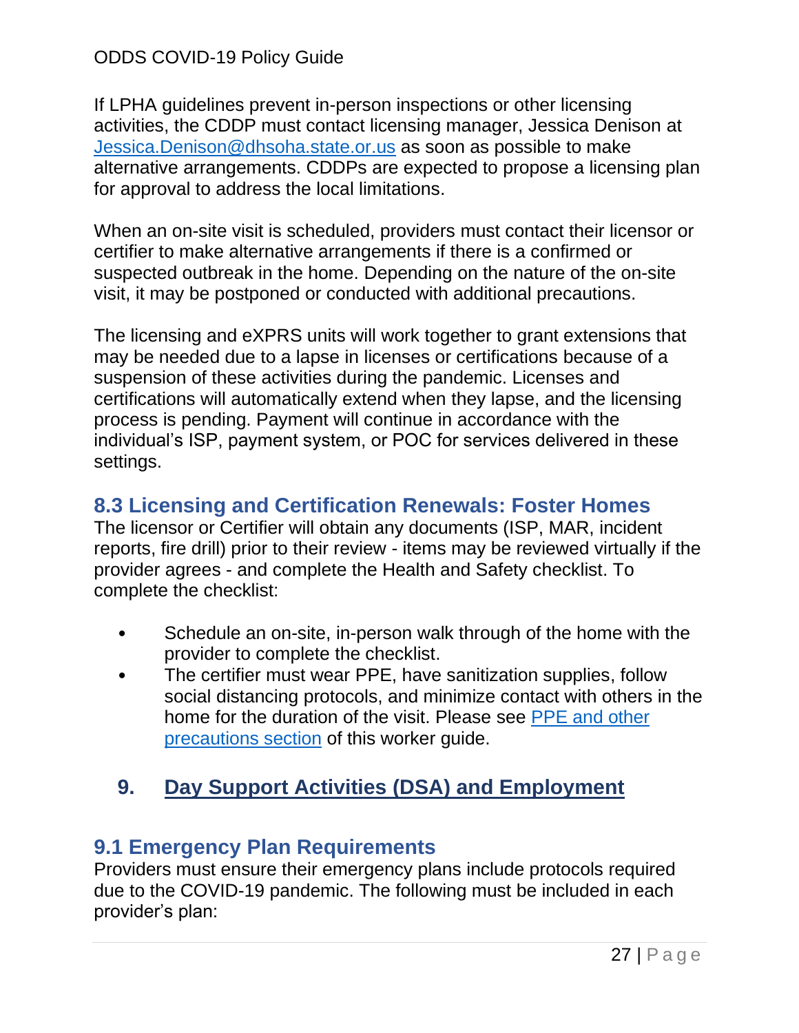If LPHA guidelines prevent in-person inspections or other licensing activities, the CDDP must contact licensing manager, Jessica Denison at [Jessica.Denison@dhsoha.state.or.us](mailto:Jessica.Denison@dhsoha.state.or.us) as soon as possible to make alternative arrangements. CDDPs are expected to propose a licensing plan for approval to address the local limitations.

When an on-site visit is scheduled, providers must contact their licensor or certifier to make alternative arrangements if there is a confirmed or suspected outbreak in the home. Depending on the nature of the on-site visit, it may be postponed or conducted with additional precautions.

The licensing and eXPRS units will work together to grant extensions that may be needed due to a lapse in licenses or certifications because of a suspension of these activities during the pandemic. Licenses and certifications will automatically extend when they lapse, and the licensing process is pending. Payment will continue in accordance with the individual's ISP, payment system, or POC for services delivered in these settings.

### 8.3 Licensing and Certification Renewals: Foster Homes

The licensor or Certifier will obtain any documents (ISP, MAR, incident reports, fire drill) prior to their review - items may be reviewed virtually if the provider agrees - and complete the Health and Safety checklist. To complete the checklist:

- Schedule an on-site, in-person walk through of the home with the provider to complete the checklist.
- The certifier must wear PPE, have sanitization supplies, follow social distancing protocols, and minimize contact with others in the home for the duration of the visit. Please see PPE and other precautions section of this worker guide.

## 9. Day Support Activities (DSA) and Employment

### 9.1 Emergency Plan Requirements

Providers must ensure their emergency plans include protocols required due to the COVID-19 pandemic. The following must be included in each provider's plan: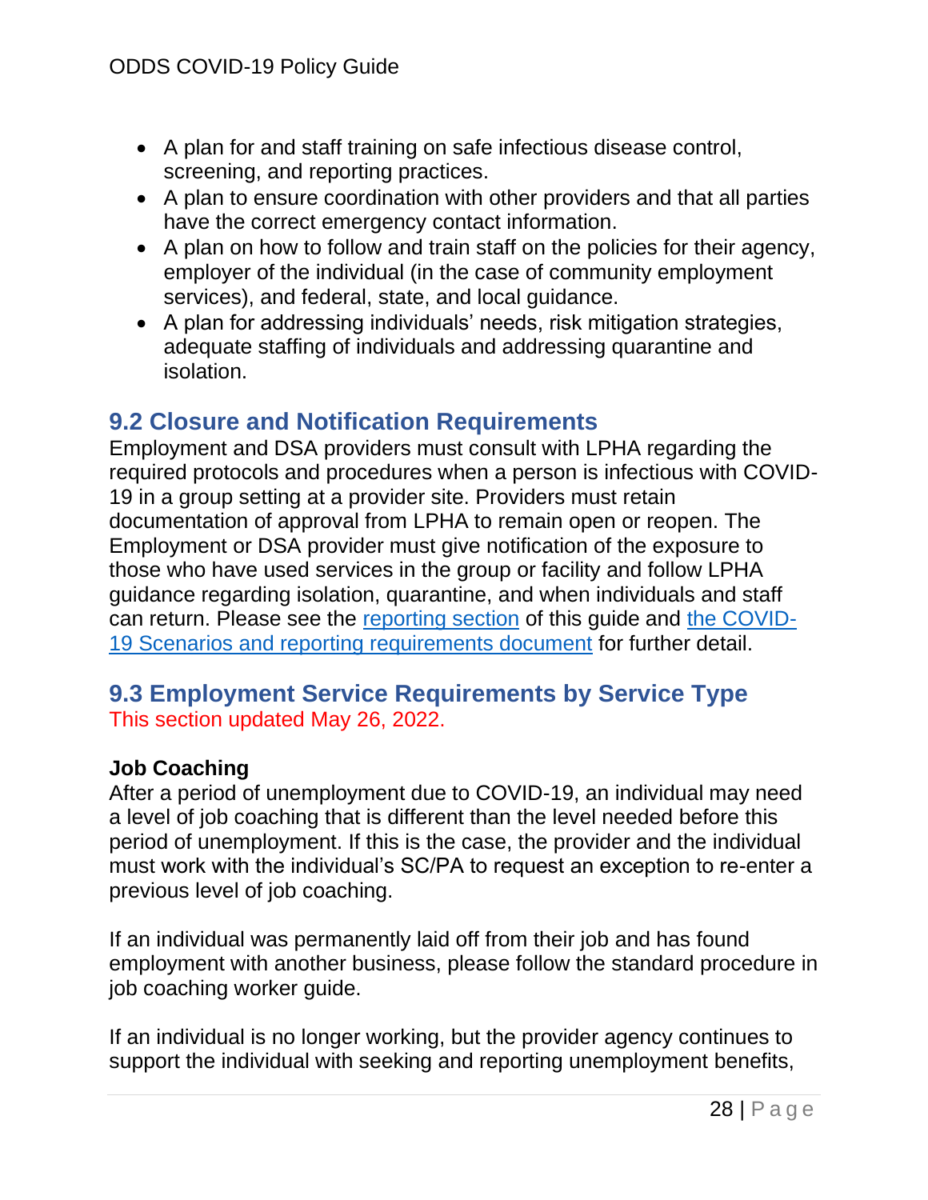- A plan for and staff training on safe infectious disease control, screening, and reporting practices.
- A plan to ensure coordination with other providers and that all parties have the correct emergency contact information.
- A plan on how to follow and train staff on the policies for their agency, employer of the individual (in the case of community employment services), and federal, state, and local guidance.
- A plan for addressing individuals' needs, risk mitigation strategies, adequate staffing of individuals and addressing quarantine and isolation.

## 9.2 Closure and Notification Requirements

Employment and DSA providers must consult with LPHA regarding the required protocols and procedures when a person is infectious with COVID-19 in a group setting at a provider site. Providers must retain documentation of approval from LPHA to remain open or reopen. The Employment or DSA provider must give notification of the exposure to those who have used services in the group or facility and follow LPHA guidance regarding isolation, quarantine, and when individuals and staff can return. Please see the reporting section of this guide and the COVID-19 Scenarios and reporting requirements document for further detail.

## 9.3 Employment Service Requirements by Service Type

This section updated May 26, 2022.

**Job Coaching**

After a period of unemployment due to COVID-19, an individual may need a level of job coaching that is different than the level needed before this period of unemployment. If this is the case, the provider and the individual must work with the individual's SC/PA to request an exception to re-enter a previous level of job coaching.

If an individual was permanently laid off from their job and has found employment with another business, please follow the standard procedure in job coaching worker guide.

If an individual is no longer working, but the provider agency continues to support the individual with seeking and reporting unemployment benefits,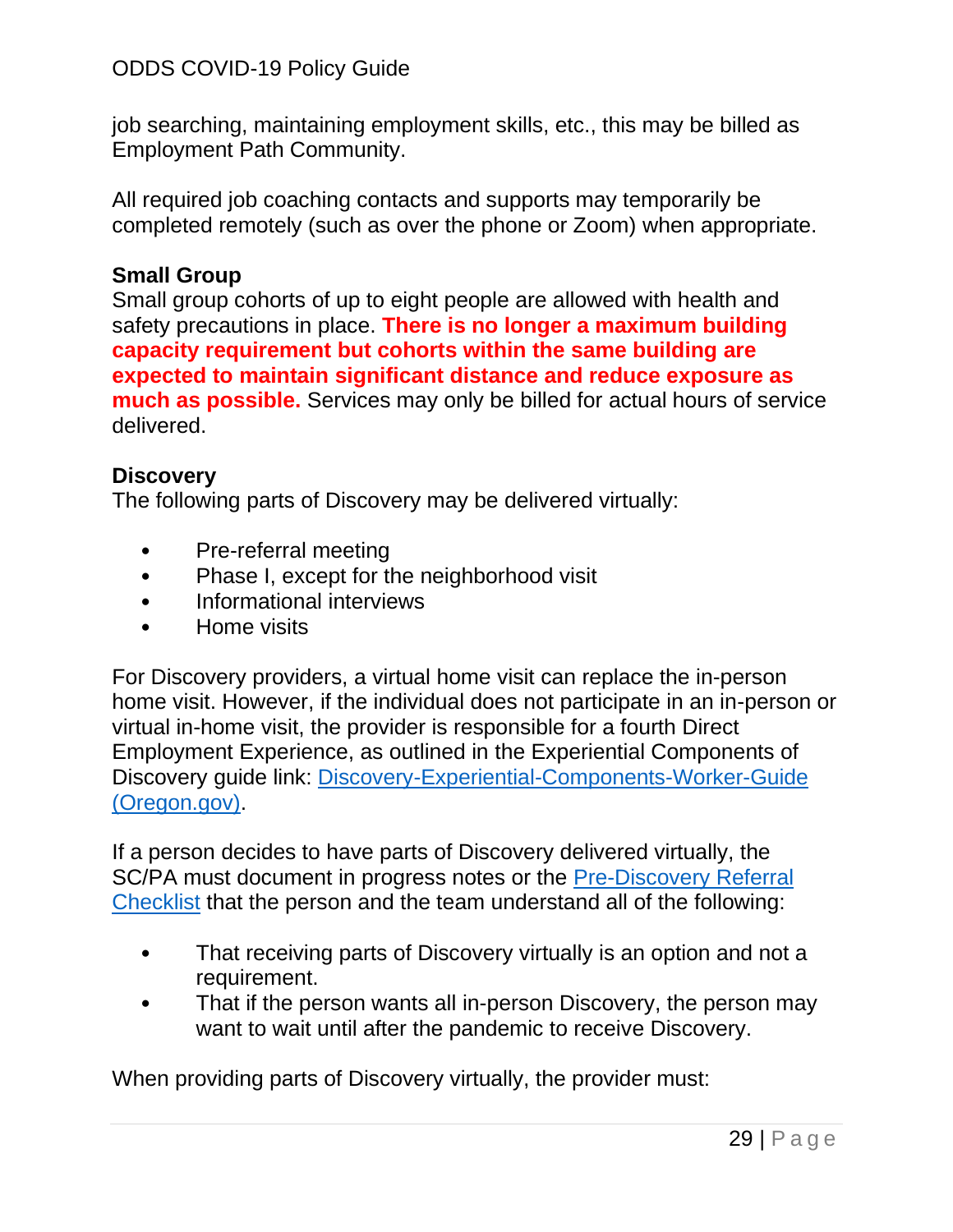job searching, maintaining employment skills, etc., this may be billed as Employment Path Community.

All required job coaching contacts and supports may temporarily be completed remotely (such as over the phone or Zoom) when appropriate.

**Small Group**
Small group cohorts of up to eight people are allowed with health and safety precautions in place. **There is no longer a maximum building capacity requirement but cohorts within the same building are expected to maintain significant distance and reduce exposure as much as possible.** Services may only be billed for actual hours of service delivered.

**Discovery**
The following parts of Discovery may be delivered virtually:

- Pre-referral meeting
- Phase I, except for the neighborhood visit
- Informational interviews
- Home visits

For Discovery providers, a virtual home visit can replace the in-person home visit. However, if the individual does not participate in an in-person or virtual in-home visit, the provider is responsible for a fourth Direct Employment Experience, as outlined in the Experiential Components of Discovery guide link: [Discovery-Experiential-Components-Worker-Guide (Oregon.gov)](Discovery-Experiential-Components-Worker-Guide (Oregon.gov)).

If a person decides to have parts of Discovery delivered virtually, the SC/PA must document in progress notes or the [Pre-Discovery Referral Checklist](Pre-Discovery Referral Checklist) that the person and the team understand all of the following:

- That receiving parts of Discovery virtually is an option and not a requirement.
- That if the person wants all in-person Discovery, the person may want to wait until after the pandemic to receive Discovery.

When providing parts of Discovery virtually, the provider must: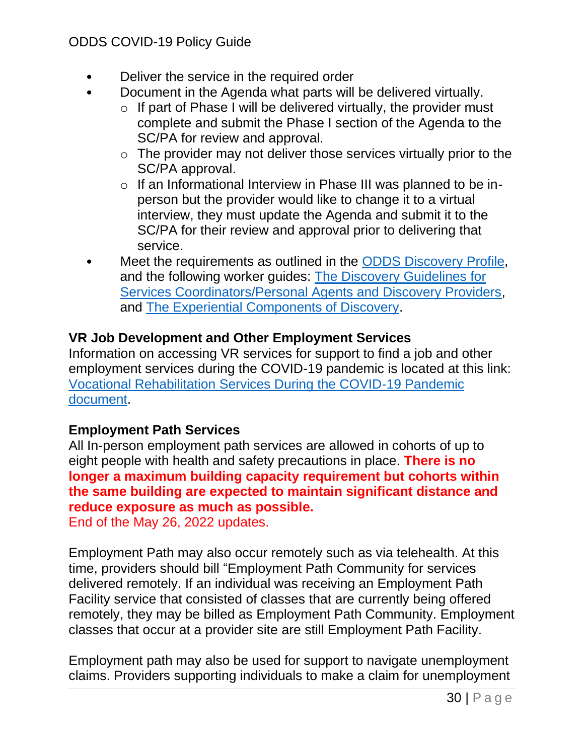- Deliver the service in the required order
- Document in the Agenda what parts will be delivered virtually.
    - If part of Phase I will be delivered virtually, the provider must complete and submit the Phase I section of the Agenda to the SC/PA for review and approval.
    - The provider may not deliver those services virtually prior to the SC/PA approval.
    - If an Informational Interview in Phase III was planned to be in-person but the provider would like to change it to a virtual interview, they must update the Agenda and submit it to the SC/PA for their review and approval prior to delivering that service.
- Meet the requirements as outlined in the ODDS Discovery Profile, and the following worker guides: The Discovery Guidelines for Services Coordinators/Personal Agents and Discovery Providers, and The Experiential Components of Discovery.

**VR Job Development and Other Employment Services**

Information on accessing VR services for support to find a job and other employment services during the COVID-19 pandemic is located at this link: Vocational Rehabilitation Services During the COVID-19 Pandemic document.

**Employment Path Services**

All In-person employment path services are allowed in cohorts of up to eight people with health and safety precautions in place. **There is no longer a maximum building capacity requirement but cohorts within the same building are expected to maintain significant distance and reduce exposure as much as possible.**
End of the May 26, 2022 updates.

Employment Path may also occur remotely such as via telehealth. At this time, providers should bill "Employment Path Community for services delivered remotely. If an individual was receiving an Employment Path Facility service that consisted of classes that are currently being offered remotely, they may be billed as Employment Path Community. Employment classes that occur at a provider site are still Employment Path Facility.

Employment path may also be used for support to navigate unemployment claims. Providers supporting individuals to make a claim for unemployment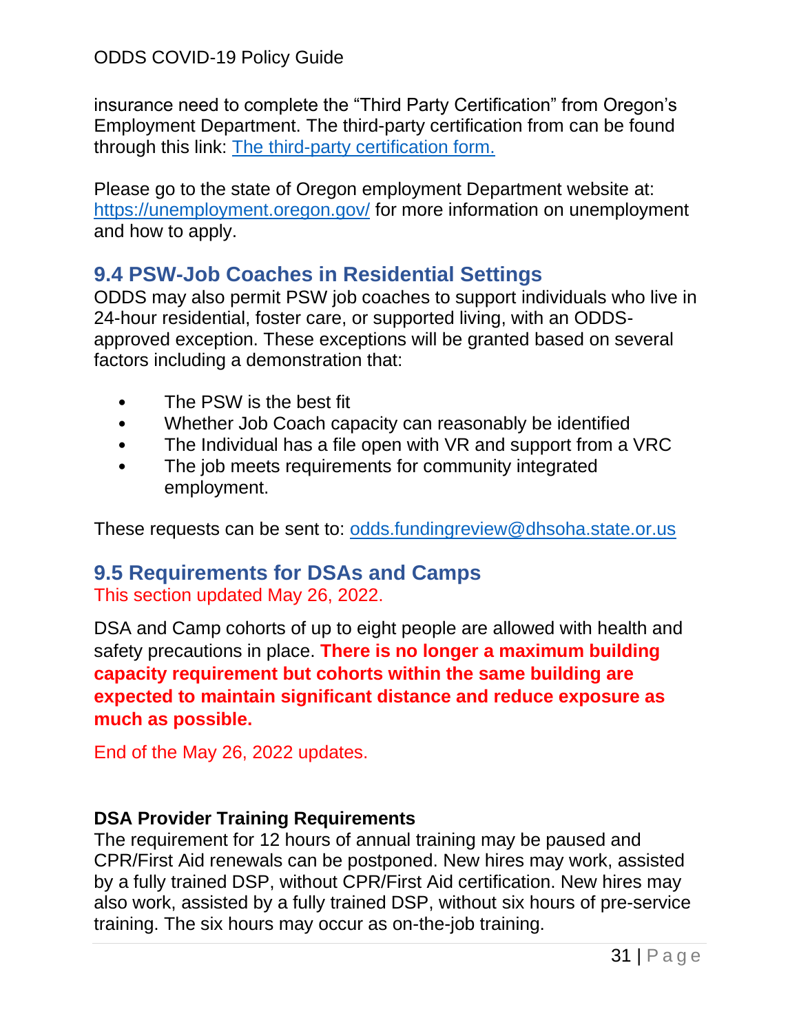insurance need to complete the “Third Party Certification” from Oregon’s Employment Department. The third-party certification from can be found through this link: [The third-party certification form.](#)

Please go to the state of Oregon employment Department website at: [https://unemployment.oregon.gov/](https://unemployment.oregon.gov/) for more information on unemployment and how to apply.

## 9.4 PSW-Job Coaches in Residential Settings

ODDS may also permit PSW job coaches to support individuals who live in 24-hour residential, foster care, or supported living, with an ODDS-approved exception. These exceptions will be granted based on several factors including a demonstration that:

- The PSW is the best fit
- Whether Job Coach capacity can reasonably be identified
- The Individual has a file open with VR and support from a VRC
- The job meets requirements for community integrated employment.

These requests can be sent to: [odds.fundingreview@dhsoha.state.or.us](mailto:odds.fundingreview@dhsoha.state.or.us)

## 9.5 Requirements for DSAs and Camps

This section updated May 26, 2022.

DSA and Camp cohorts of up to eight people are allowed with health and safety precautions in place. **There is no longer a maximum building capacity requirement but cohorts within the same building are expected to maintain significant distance and reduce exposure as much as possible.**

End of the May 26, 2022 updates.

**DSA Provider Training Requirements**

The requirement for 12 hours of annual training may be paused and CPR/First Aid renewals can be postponed. New hires may work, assisted by a fully trained DSP, without CPR/First Aid certification. New hires may also work, assisted by a fully trained DSP, without six hours of pre-service training. The six hours may occur as on-the-job training.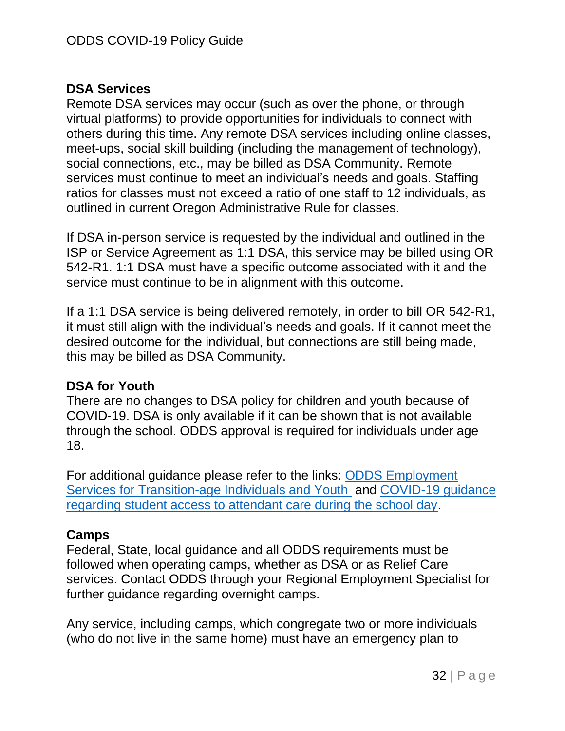### DSA Services

Remote DSA services may occur (such as over the phone, or through virtual platforms) to provide opportunities for individuals to connect with others during this time. Any remote DSA services including online classes, meet-ups, social skill building (including the management of technology), social connections, etc., may be billed as DSA Community. Remote services must continue to meet an individual's needs and goals. Staffing ratios for classes must not exceed a ratio of one staff to 12 individuals, as outlined in current Oregon Administrative Rule for classes.

If DSA in-person service is requested by the individual and outlined in the ISP or Service Agreement as 1:1 DSA, this service may be billed using OR 542-R1. 1:1 DSA must have a specific outcome associated with it and the service must continue to be in alignment with this outcome.

If a 1:1 DSA service is being delivered remotely, in order to bill OR 542-R1, it must still align with the individual's needs and goals. If it cannot meet the desired outcome for the individual, but connections are still being made, this may be billed as DSA Community.

### DSA for Youth

There are no changes to DSA policy for children and youth because of COVID-19. DSA is only available if it can be shown that is not available through the school. ODDS approval is required for individuals under age 18.

For additional guidance please refer to the links: ODDS Employment Services for Transition-age Individuals and Youth and COVID-19 guidance regarding student access to attendant care during the school day.

### Camps

Federal, State, local guidance and all ODDS requirements must be followed when operating camps, whether as DSA or as Relief Care services. Contact ODDS through your Regional Employment Specialist for further guidance regarding overnight camps.

Any service, including camps, which congregate two or more individuals (who do not live in the same home) must have an emergency plan to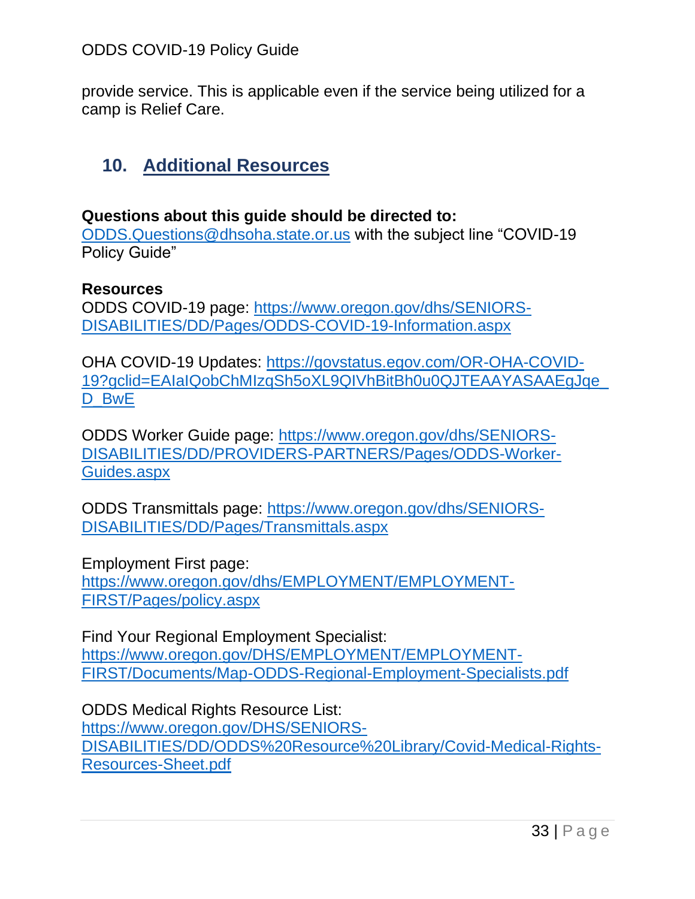provide service. This is applicable even if the service being utilized for a camp is Relief Care.

## 10. Additional Resources

**Questions about this guide should be directed to:**
ODDS.Questions@dhsoha.state.or.us with the subject line "COVID-19 Policy Guide"

**Resources**
ODDS COVID-19 page: https://www.oregon.gov/dhs/SENIORS-DISABILITIES/DD/Pages/ODDS-COVID-19-Information.aspx

OHA COVID-19 Updates: https://govstatus.egov.com/OR-OHA-COVID-19?gclid=EAIaIQobChMIzqSh5oXL9QIVhBitBh0u0QJTEAAYASAAEgJqe_D_BwE

ODDS Worker Guide page: https://www.oregon.gov/dhs/SENIORS-DISABILITIES/DD/PROVIDERS-PARTNERS/Pages/ODDS-Worker-Guides.aspx

ODDS Transmittals page: https://www.oregon.gov/dhs/SENIORS-DISABILITIES/DD/Pages/Transmittals.aspx

Employment First page:
https://www.oregon.gov/dhs/EMPLOYMENT/EMPLOYMENT-FIRST/Pages/policy.aspx

Find Your Regional Employment Specialist:
https://www.oregon.gov/DHS/EMPLOYMENT/EMPLOYMENT-FIRST/Documents/Map-ODDS-Regional-Employment-Specialists.pdf

ODDS Medical Rights Resource List:
https://www.oregon.gov/DHS/SENIORS-DISABILITIES/DD/ODDS%20Resource%20Library/Covid-Medical-Rights-Resources-Sheet.pdf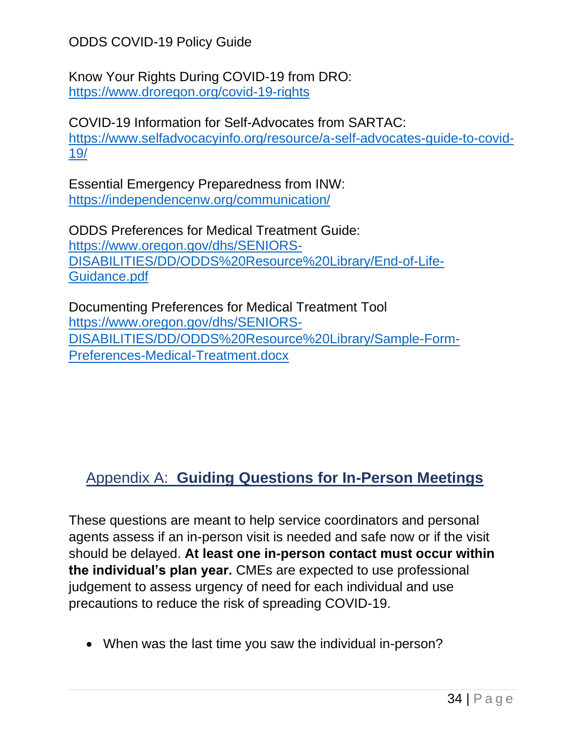Know Your Rights During COVID-19 from DRO:
https://www.droregon.org/covid-19-rights

COVID-19 Information for Self-Advocates from SARTAC:
https://www.selfadvocacyinfo.org/resource/a-self-advocates-guide-to-covid-19/

Essential Emergency Preparedness from INW:
https://independencenw.org/communication/

ODDS Preferences for Medical Treatment Guide:
https://www.oregon.gov/dhs/SENIORS-DISABILITIES/DD/ODDS%20Resource%20Library/End-of-Life-Guidance.pdf

Documenting Preferences for Medical Treatment Tool
https://www.oregon.gov/dhs/SENIORS-DISABILITIES/DD/ODDS%20Resource%20Library/Sample-Form-Preferences-Medical-Treatment.docx

## Appendix A: **Guiding Questions for In-Person Meetings**

These questions are meant to help service coordinators and personal agents assess if an in-person visit is needed and safe now or if the visit should be delayed. **At least one in-person contact must occur within the individual's plan year.** CMEs are expected to use professional judgement to assess urgency of need for each individual and use precautions to reduce the risk of spreading COVID-19.

- When was the last time you saw the individual in-person?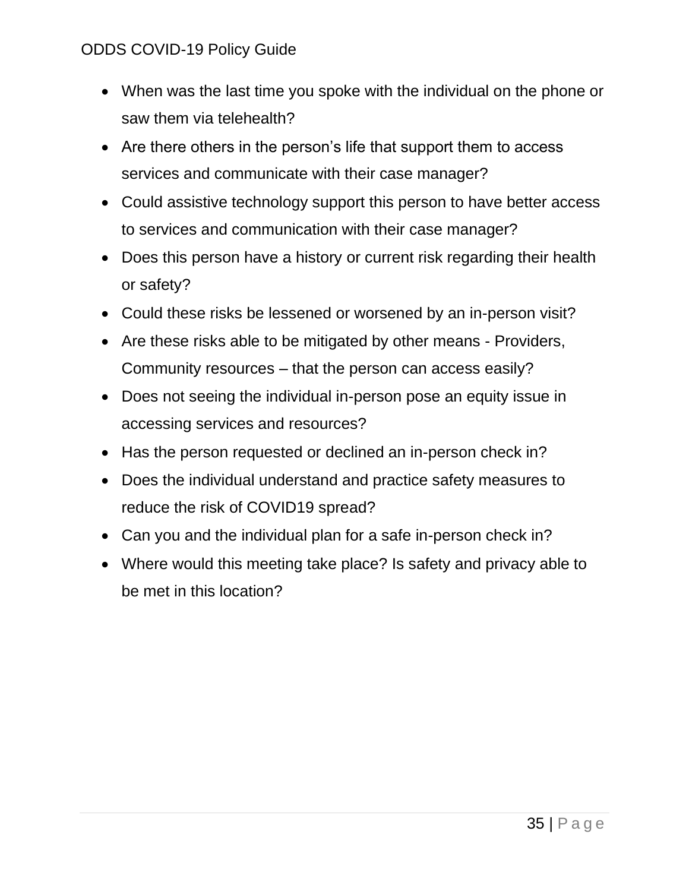- When was the last time you spoke with the individual on the phone or saw them via telehealth?
- Are there others in the person's life that support them to access services and communicate with their case manager?
- Could assistive technology support this person to have better access to services and communication with their case manager?
- Does this person have a history or current risk regarding their health or safety?
- Could these risks be lessened or worsened by an in-person visit?
- Are these risks able to be mitigated by other means - Providers, Community resources – that the person can access easily?
- Does not seeing the individual in-person pose an equity issue in accessing services and resources?
- Has the person requested or declined an in-person check in?
- Does the individual understand and practice safety measures to reduce the risk of COVID19 spread?
- Can you and the individual plan for a safe in-person check in?
- Where would this meeting take place? Is safety and privacy able to be met in this location?